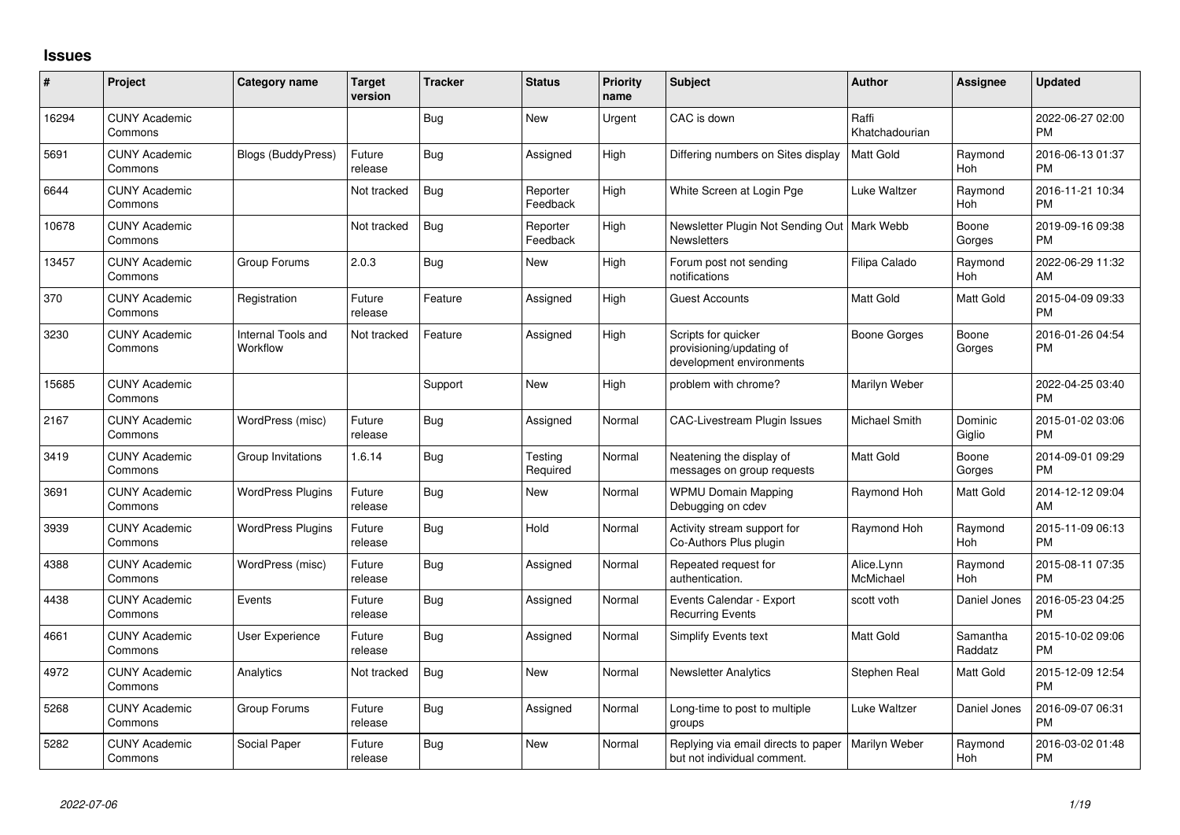# Issues

| # | Project | Category name | Target version | Tracker | Status | Priority name | Subject | Author | Assignee | Updated |
|---|---|---|---|---|---|---|---|---|---|---|
| 16294 | CUNY Academic Commons | | | Bug | New | Urgent | CAC is down | Raffi Khatchadourian | | 2022-06-27 02:00 PM |
| 5691 | CUNY Academic Commons | Blogs (BuddyPress) | Future release | Bug | Assigned | High | Differing numbers on Sites display | Matt Gold | Raymond Hoh | 2016-06-13 01:37 PM |
| 6644 | CUNY Academic Commons | | Not tracked | Bug | Reporter Feedback | High | White Screen at Login Pge | Luke Waltzer | Raymond Hoh | 2016-11-21 10:34 PM |
| 10678 | CUNY Academic Commons | | Not tracked | Bug | Reporter Feedback | High | Newsletter Plugin Not Sending Out Newsletters | Mark Webb | Boone Gorges | 2019-09-16 09:38 PM |
| 13457 | CUNY Academic Commons | Group Forums | 2.0.3 | Bug | New | High | Forum post not sending notifications | Filipa Calado | Raymond Hoh | 2022-06-29 11:32 AM |
| 370 | CUNY Academic Commons | Registration | Future release | Feature | Assigned | High | Guest Accounts | Matt Gold | Matt Gold | 2015-04-09 09:33 PM |
| 3230 | CUNY Academic Commons | Internal Tools and Workflow | Not tracked | Feature | Assigned | High | Scripts for quicker provisioning/updating of development environments | Boone Gorges | Boone Gorges | 2016-01-26 04:54 PM |
| 15685 | CUNY Academic Commons | | | Support | New | High | problem with chrome? | Marilyn Weber | | 2022-04-25 03:40 PM |
| 2167 | CUNY Academic Commons | WordPress (misc) | Future release | Bug | Assigned | Normal | CAC-Livestream Plugin Issues | Michael Smith | Dominic Giglio | 2015-01-02 03:06 PM |
| 3419 | CUNY Academic Commons | Group Invitations | 1.6.14 | Bug | Testing Required | Normal | Neatening the display of messages on group requests | Matt Gold | Boone Gorges | 2014-09-01 09:29 PM |
| 3691 | CUNY Academic Commons | WordPress Plugins | Future release | Bug | New | Normal | WPMU Domain Mapping Debugging on cdev | Raymond Hoh | Matt Gold | 2014-12-12 09:04 AM |
| 3939 | CUNY Academic Commons | WordPress Plugins | Future release | Bug | Hold | Normal | Activity stream support for Co-Authors Plus plugin | Raymond Hoh | Raymond Hoh | 2015-11-09 06:13 PM |
| 4388 | CUNY Academic Commons | WordPress (misc) | Future release | Bug | Assigned | Normal | Repeated request for authentication. | Alice.Lynn McMichael | Raymond Hoh | 2015-08-11 07:35 PM |
| 4438 | CUNY Academic Commons | Events | Future release | Bug | Assigned | Normal | Events Calendar - Export Recurring Events | scott voth | Daniel Jones | 2016-05-23 04:25 PM |
| 4661 | CUNY Academic Commons | User Experience | Future release | Bug | Assigned | Normal | Simplify Events text | Matt Gold | Samantha Raddatz | 2015-10-02 09:06 PM |
| 4972 | CUNY Academic Commons | Analytics | Not tracked | Bug | New | Normal | Newsletter Analytics | Stephen Real | Matt Gold | 2015-12-09 12:54 PM |
| 5268 | CUNY Academic Commons | Group Forums | Future release | Bug | Assigned | Normal | Long-time to post to multiple groups | Luke Waltzer | Daniel Jones | 2016-09-07 06:31 PM |
| 5282 | CUNY Academic Commons | Social Paper | Future release | Bug | New | Normal | Replying via email directs to paper but not individual comment. | Marilyn Weber | Raymond Hoh | 2016-03-02 01:48 PM |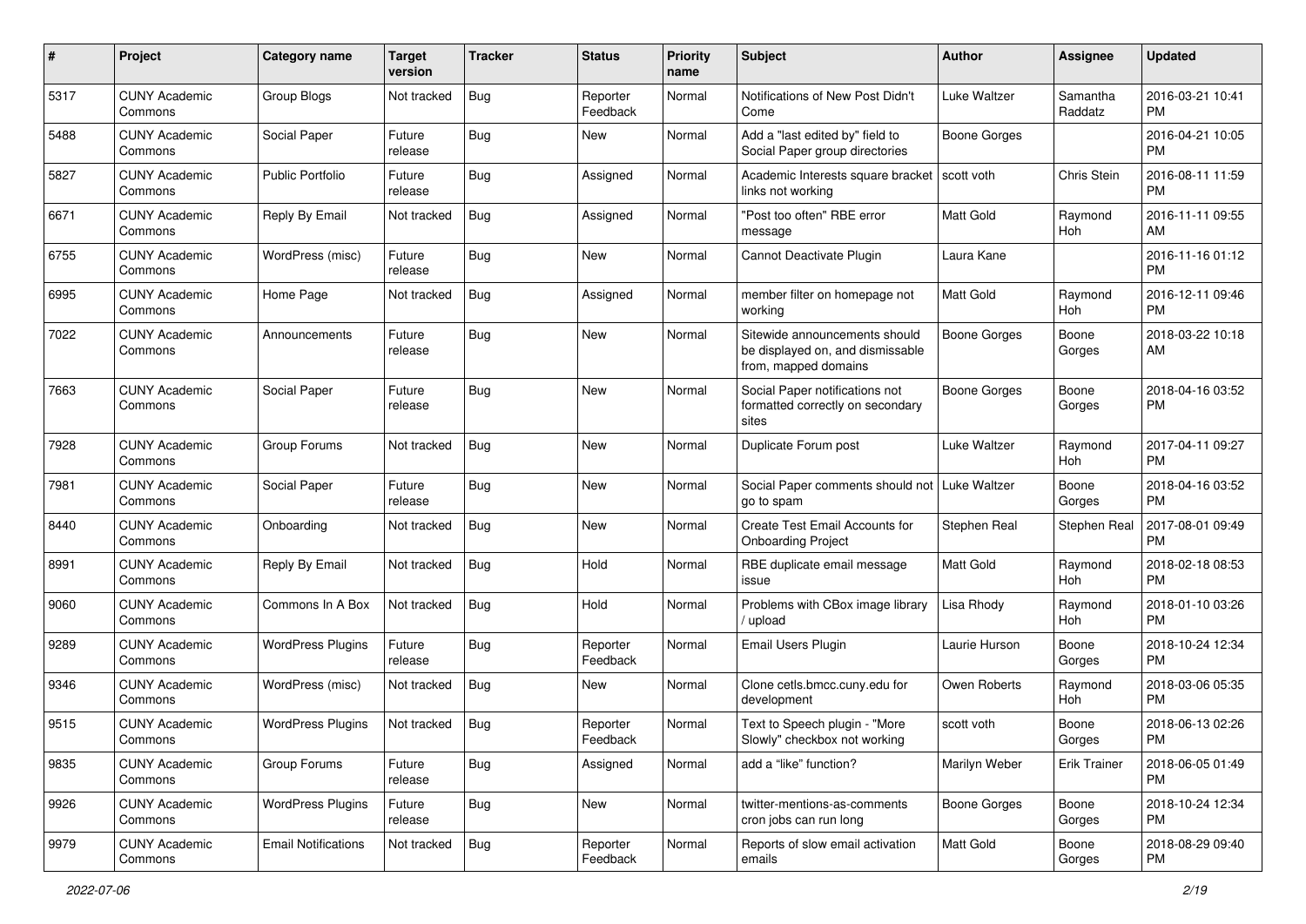| # | Project | Category name | Target version | Tracker | Status | Priority name | Subject | Author | Assignee | Updated |
|---|---|---|---|---|---|---|---|---|---|---|
| 5317 | CUNY Academic Commons | Group Blogs | Not tracked | Bug | Reporter Feedback | Normal | Notifications of New Post Didn't Come | Luke Waltzer | Samantha Raddatz | 2016-03-21 10:41 PM |
| 5488 | CUNY Academic Commons | Social Paper | Future release | Bug | New | Normal | Add a "last edited by" field to Social Paper group directories | Boone Gorges | | 2016-04-21 10:05 PM |
| 5827 | CUNY Academic Commons | Public Portfolio | Future release | Bug | Assigned | Normal | Academic Interests square bracket links not working | scott voth | Chris Stein | 2016-08-11 11:59 PM |
| 6671 | CUNY Academic Commons | Reply By Email | Not tracked | Bug | Assigned | Normal | "Post too often" RBE error message | Matt Gold | Raymond Hoh | 2016-11-11 09:55 AM |
| 6755 | CUNY Academic Commons | WordPress (misc) | Future release | Bug | New | Normal | Cannot Deactivate Plugin | Laura Kane | | 2016-11-16 01:12 PM |
| 6995 | CUNY Academic Commons | Home Page | Not tracked | Bug | Assigned | Normal | member filter on homepage not working | Matt Gold | Raymond Hoh | 2016-12-11 09:46 PM |
| 7022 | CUNY Academic Commons | Announcements | Future release | Bug | New | Normal | Sitewide announcements should be displayed on, and dismissable from, mapped domains | Boone Gorges | Boone Gorges | 2018-03-22 10:18 AM |
| 7663 | CUNY Academic Commons | Social Paper | Future release | Bug | New | Normal | Social Paper notifications not formatted correctly on secondary sites | Boone Gorges | Boone Gorges | 2018-04-16 03:52 PM |
| 7928 | CUNY Academic Commons | Group Forums | Not tracked | Bug | New | Normal | Duplicate Forum post | Luke Waltzer | Raymond Hoh | 2017-04-11 09:27 PM |
| 7981 | CUNY Academic Commons | Social Paper | Future release | Bug | New | Normal | Social Paper comments should not go to spam | Luke Waltzer | Boone Gorges | 2018-04-16 03:52 PM |
| 8440 | CUNY Academic Commons | Onboarding | Not tracked | Bug | New | Normal | Create Test Email Accounts for Onboarding Project | Stephen Real | Stephen Real | 2017-08-01 09:49 PM |
| 8991 | CUNY Academic Commons | Reply By Email | Not tracked | Bug | Hold | Normal | RBE duplicate email message issue | Matt Gold | Raymond Hoh | 2018-02-18 08:53 PM |
| 9060 | CUNY Academic Commons | Commons In A Box | Not tracked | Bug | Hold | Normal | Problems with CBox image library / upload | Lisa Rhody | Raymond Hoh | 2018-01-10 03:26 PM |
| 9289 | CUNY Academic Commons | WordPress Plugins | Future release | Bug | Reporter Feedback | Normal | Email Users Plugin | Laurie Hurson | Boone Gorges | 2018-10-24 12:34 PM |
| 9346 | CUNY Academic Commons | WordPress (misc) | Not tracked | Bug | New | Normal | Clone cetls.bmcc.cuny.edu for development | Owen Roberts | Raymond Hoh | 2018-03-06 05:35 PM |
| 9515 | CUNY Academic Commons | WordPress Plugins | Not tracked | Bug | Reporter Feedback | Normal | Text to Speech plugin - "More Slowly" checkbox not working | scott voth | Boone Gorges | 2018-06-13 02:26 PM |
| 9835 | CUNY Academic Commons | Group Forums | Future release | Bug | Assigned | Normal | add a "like" function? | Marilyn Weber | Erik Trainer | 2018-06-05 01:49 PM |
| 9926 | CUNY Academic Commons | WordPress Plugins | Future release | Bug | New | Normal | twitter-mentions-as-comments cron jobs can run long | Boone Gorges | Boone Gorges | 2018-10-24 12:34 PM |
| 9979 | CUNY Academic Commons | Email Notifications | Not tracked | Bug | Reporter Feedback | Normal | Reports of slow email activation emails | Matt Gold | Boone Gorges | 2018-08-29 09:40 PM |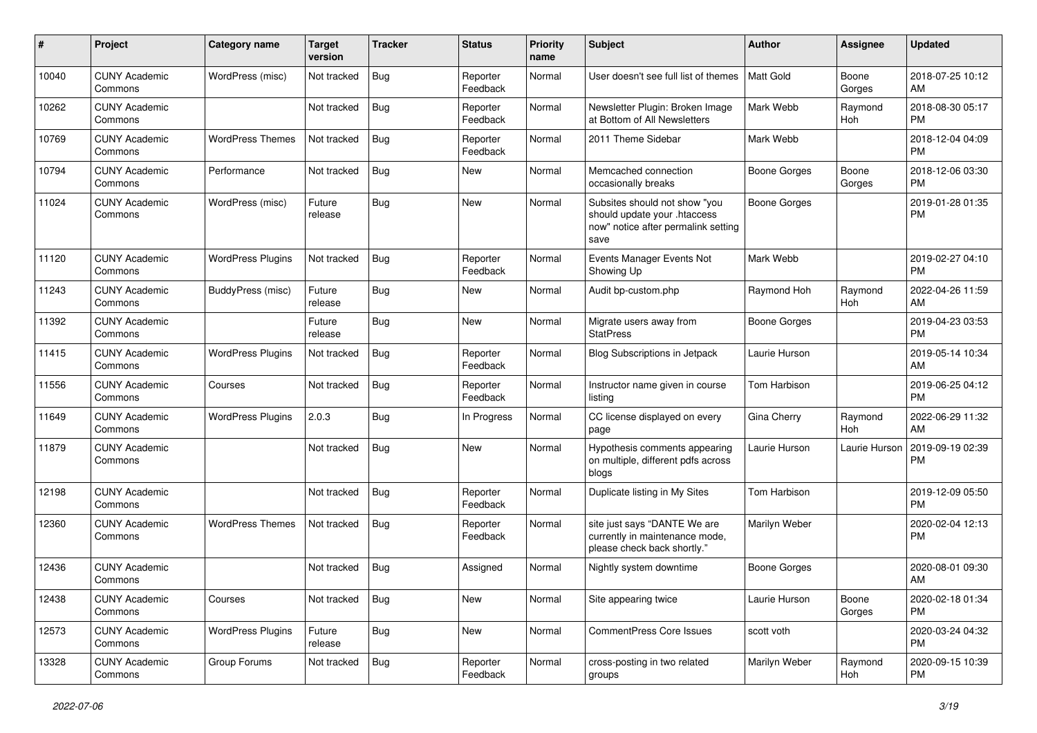| # | Project | Category name | Target version | Tracker | Status | Priority name | Subject | Author | Assignee | Updated |
|---|---|---|---|---|---|---|---|---|---|---|
| 10040 | CUNY Academic Commons | WordPress (misc) | Not tracked | Bug | Reporter Feedback | Normal | User doesn't see full list of themes | Matt Gold | Boone Gorges | 2018-07-25 10:12 AM |
| 10262 | CUNY Academic Commons | | Not tracked | Bug | Reporter Feedback | Normal | Newsletter Plugin: Broken Image at Bottom of All Newsletters | Mark Webb | Raymond Hoh | 2018-08-30 05:17 PM |
| 10769 | CUNY Academic Commons | WordPress Themes | Not tracked | Bug | Reporter Feedback | Normal | 2011 Theme Sidebar | Mark Webb | | 2018-12-04 04:09 PM |
| 10794 | CUNY Academic Commons | Performance | Not tracked | Bug | New | Normal | Memcached connection occasionally breaks | Boone Gorges | Boone Gorges | 2018-12-06 03:30 PM |
| 11024 | CUNY Academic Commons | WordPress (misc) | Future release | Bug | New | Normal | Subsites should not show "you should update your .htaccess now" notice after permalink setting save | Boone Gorges | | 2019-01-28 01:35 PM |
| 11120 | CUNY Academic Commons | WordPress Plugins | Not tracked | Bug | Reporter Feedback | Normal | Events Manager Events Not Showing Up | Mark Webb | | 2019-02-27 04:10 PM |
| 11243 | CUNY Academic Commons | BuddyPress (misc) | Future release | Bug | New | Normal | Audit bp-custom.php | Raymond Hoh | Raymond Hoh | 2022-04-26 11:59 AM |
| 11392 | CUNY Academic Commons | | Future release | Bug | New | Normal | Migrate users away from StatPress | Boone Gorges | | 2019-04-23 03:53 PM |
| 11415 | CUNY Academic Commons | WordPress Plugins | Not tracked | Bug | Reporter Feedback | Normal | Blog Subscriptions in Jetpack | Laurie Hurson | | 2019-05-14 10:34 AM |
| 11556 | CUNY Academic Commons | Courses | Not tracked | Bug | Reporter Feedback | Normal | Instructor name given in course listing | Tom Harbison | | 2019-06-25 04:12 PM |
| 11649 | CUNY Academic Commons | WordPress Plugins | 2.0.3 | Bug | In Progress | Normal | CC license displayed on every page | Gina Cherry | Raymond Hoh | 2022-06-29 11:32 AM |
| 11879 | CUNY Academic Commons | | Not tracked | Bug | New | Normal | Hypothesis comments appearing on multiple, different pdfs across blogs | Laurie Hurson | Laurie Hurson | 2019-09-19 02:39 PM |
| 12198 | CUNY Academic Commons | | Not tracked | Bug | Reporter Feedback | Normal | Duplicate listing in My Sites | Tom Harbison | | 2019-12-09 05:50 PM |
| 12360 | CUNY Academic Commons | WordPress Themes | Not tracked | Bug | Reporter Feedback | Normal | site just says "DANTE We are currently in maintenance mode, please check back shortly." | Marilyn Weber | | 2020-02-04 12:13 PM |
| 12436 | CUNY Academic Commons | | Not tracked | Bug | Assigned | Normal | Nightly system downtime | Boone Gorges | | 2020-08-01 09:30 AM |
| 12438 | CUNY Academic Commons | Courses | Not tracked | Bug | New | Normal | Site appearing twice | Laurie Hurson | Boone Gorges | 2020-02-18 01:34 PM |
| 12573 | CUNY Academic Commons | WordPress Plugins | Future release | Bug | New | Normal | CommentPress Core Issues | scott voth | | 2020-03-24 04:32 PM |
| 13328 | CUNY Academic Commons | Group Forums | Not tracked | Bug | Reporter Feedback | Normal | cross-posting in two related groups | Marilyn Weber | Raymond Hoh | 2020-09-15 10:39 PM |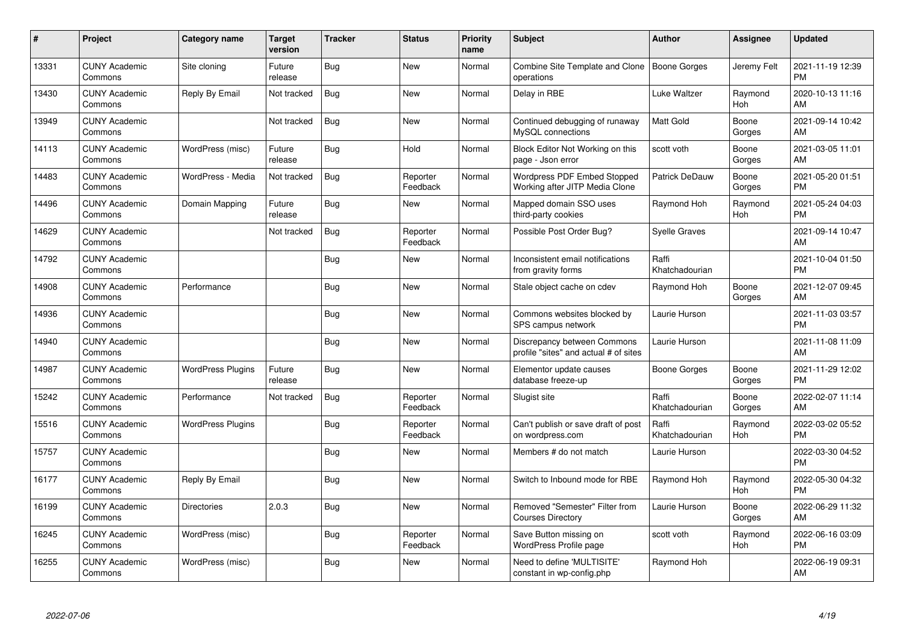| # | Project | Category name | Target version | Tracker | Status | Priority name | Subject | Author | Assignee | Updated |
|---|---|---|---|---|---|---|---|---|---|---|
| 13331 | CUNY Academic Commons | Site cloning | Future release | Bug | New | Normal | Combine Site Template and Clone operations | Boone Gorges | Jeremy Felt | 2021-11-19 12:39 PM |
| 13430 | CUNY Academic Commons | Reply By Email | Not tracked | Bug | New | Normal | Delay in RBE | Luke Waltzer | Raymond Hoh | 2020-10-13 11:16 AM |
| 13949 | CUNY Academic Commons | | Not tracked | Bug | New | Normal | Continued debugging of runaway MySQL connections | Matt Gold | Boone Gorges | 2021-09-14 10:42 AM |
| 14113 | CUNY Academic Commons | WordPress (misc) | Future release | Bug | Hold | Normal | Block Editor Not Working on this page - Json error | scott voth | Boone Gorges | 2021-03-05 11:01 AM |
| 14483 | CUNY Academic Commons | WordPress - Media | Not tracked | Bug | Reporter Feedback | Normal | Wordpress PDF Embed Stopped Working after JITP Media Clone | Patrick DeDauw | Boone Gorges | 2021-05-20 01:51 PM |
| 14496 | CUNY Academic Commons | Domain Mapping | Future release | Bug | New | Normal | Mapped domain SSO uses third-party cookies | Raymond Hoh | Raymond Hoh | 2021-05-24 04:03 PM |
| 14629 | CUNY Academic Commons | | Not tracked | Bug | Reporter Feedback | Normal | Possible Post Order Bug? | Syelle Graves | | 2021-09-14 10:47 AM |
| 14792 | CUNY Academic Commons | | | Bug | New | Normal | Inconsistent email notifications from gravity forms | Raffi Khatchadourian | | 2021-10-04 01:50 PM |
| 14908 | CUNY Academic Commons | Performance | | Bug | New | Normal | Stale object cache on cdev | Raymond Hoh | Boone Gorges | 2021-12-07 09:45 AM |
| 14936 | CUNY Academic Commons | | | Bug | New | Normal | Commons websites blocked by SPS campus network | Laurie Hurson | | 2021-11-03 03:57 PM |
| 14940 | CUNY Academic Commons | | | Bug | New | Normal | Discrepancy between Commons profile "sites" and actual # of sites | Laurie Hurson | | 2021-11-08 11:09 AM |
| 14987 | CUNY Academic Commons | WordPress Plugins | Future release | Bug | New | Normal | Elementor update causes database freeze-up | Boone Gorges | Boone Gorges | 2021-11-29 12:02 PM |
| 15242 | CUNY Academic Commons | Performance | Not tracked | Bug | Reporter Feedback | Normal | Slugist site | Raffi Khatchadourian | Boone Gorges | 2022-02-07 11:14 AM |
| 15516 | CUNY Academic Commons | WordPress Plugins | | Bug | Reporter Feedback | Normal | Can't publish or save draft of post on wordpress.com | Raffi Khatchadourian | Raymond Hoh | 2022-03-02 05:52 PM |
| 15757 | CUNY Academic Commons | | | Bug | New | Normal | Members # do not match | Laurie Hurson | | 2022-03-30 04:52 PM |
| 16177 | CUNY Academic Commons | Reply By Email | | Bug | New | Normal | Switch to Inbound mode for RBE | Raymond Hoh | Raymond Hoh | 2022-05-30 04:32 PM |
| 16199 | CUNY Academic Commons | Directories | 2.0.3 | Bug | New | Normal | Removed "Semester" Filter from Courses Directory | Laurie Hurson | Boone Gorges | 2022-06-29 11:32 AM |
| 16245 | CUNY Academic Commons | WordPress (misc) | | Bug | Reporter Feedback | Normal | Save Button missing on WordPress Profile page | scott voth | Raymond Hoh | 2022-06-16 03:09 PM |
| 16255 | CUNY Academic Commons | WordPress (misc) | | Bug | New | Normal | Need to define 'MULTISITE' constant in wp-config.php | Raymond Hoh | | 2022-06-19 09:31 AM |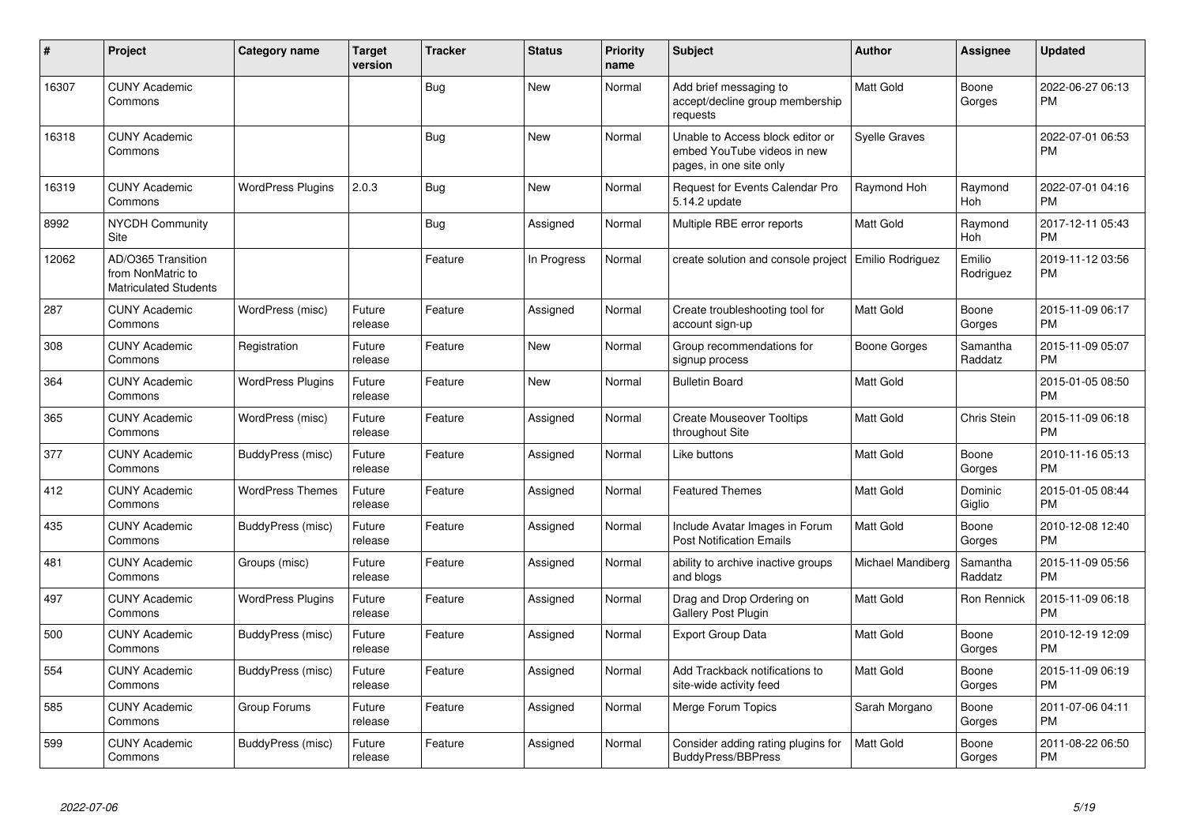| # | Project | Category name | Target version | Tracker | Status | Priority name | Subject | Author | Assignee | Updated |
|---|---|---|---|---|---|---|---|---|---|---|
| 16307 | CUNY Academic Commons | | | Bug | New | Normal | Add brief messaging to accept/decline group membership requests | Matt Gold | Boone Gorges | 2022-06-27 06:13 PM |
| 16318 | CUNY Academic Commons | | | Bug | New | Normal | Unable to Access block editor or embed YouTube videos in new pages, in one site only | Syelle Graves | | 2022-07-01 06:53 PM |
| 16319 | CUNY Academic Commons | WordPress Plugins | 2.0.3 | Bug | New | Normal | Request for Events Calendar Pro 5.14.2 update | Raymond Hoh | Raymond Hoh | 2022-07-01 04:16 PM |
| 8992 | NYCDH Community Site | | | Bug | Assigned | Normal | Multiple RBE error reports | Matt Gold | Raymond Hoh | 2017-12-11 05:43 PM |
| 12062 | AD/O365 Transition from NonMatric to Matriculated Students | | | Feature | In Progress | Normal | create solution and console project | Emilio Rodriguez | Emilio Rodriguez | 2019-11-12 03:56 PM |
| 287 | CUNY Academic Commons | WordPress (misc) | Future release | Feature | Assigned | Normal | Create troubleshooting tool for account sign-up | Matt Gold | Boone Gorges | 2015-11-09 06:17 PM |
| 308 | CUNY Academic Commons | Registration | Future release | Feature | New | Normal | Group recommendations for signup process | Boone Gorges | Samantha Raddatz | 2015-11-09 05:07 PM |
| 364 | CUNY Academic Commons | WordPress Plugins | Future release | Feature | New | Normal | Bulletin Board | Matt Gold | | 2015-01-05 08:50 PM |
| 365 | CUNY Academic Commons | WordPress (misc) | Future release | Feature | Assigned | Normal | Create Mouseover Tooltips throughout Site | Matt Gold | Chris Stein | 2015-11-09 06:18 PM |
| 377 | CUNY Academic Commons | BuddyPress (misc) | Future release | Feature | Assigned | Normal | Like buttons | Matt Gold | Boone Gorges | 2010-11-16 05:13 PM |
| 412 | CUNY Academic Commons | WordPress Themes | Future release | Feature | Assigned | Normal | Featured Themes | Matt Gold | Dominic Giglio | 2015-01-05 08:44 PM |
| 435 | CUNY Academic Commons | BuddyPress (misc) | Future release | Feature | Assigned | Normal | Include Avatar Images in Forum Post Notification Emails | Matt Gold | Boone Gorges | 2010-12-08 12:40 PM |
| 481 | CUNY Academic Commons | Groups (misc) | Future release | Feature | Assigned | Normal | ability to archive inactive groups and blogs | Michael Mandiberg | Samantha Raddatz | 2015-11-09 05:56 PM |
| 497 | CUNY Academic Commons | WordPress Plugins | Future release | Feature | Assigned | Normal | Drag and Drop Ordering on Gallery Post Plugin | Matt Gold | Ron Rennick | 2015-11-09 06:18 PM |
| 500 | CUNY Academic Commons | BuddyPress (misc) | Future release | Feature | Assigned | Normal | Export Group Data | Matt Gold | Boone Gorges | 2010-12-19 12:09 PM |
| 554 | CUNY Academic Commons | BuddyPress (misc) | Future release | Feature | Assigned | Normal | Add Trackback notifications to site-wide activity feed | Matt Gold | Boone Gorges | 2015-11-09 06:19 PM |
| 585 | CUNY Academic Commons | Group Forums | Future release | Feature | Assigned | Normal | Merge Forum Topics | Sarah Morgano | Boone Gorges | 2011-07-06 04:11 PM |
| 599 | CUNY Academic Commons | BuddyPress (misc) | Future release | Feature | Assigned | Normal | Consider adding rating plugins for BuddyPress/BBPress | Matt Gold | Boone Gorges | 2011-08-22 06:50 PM |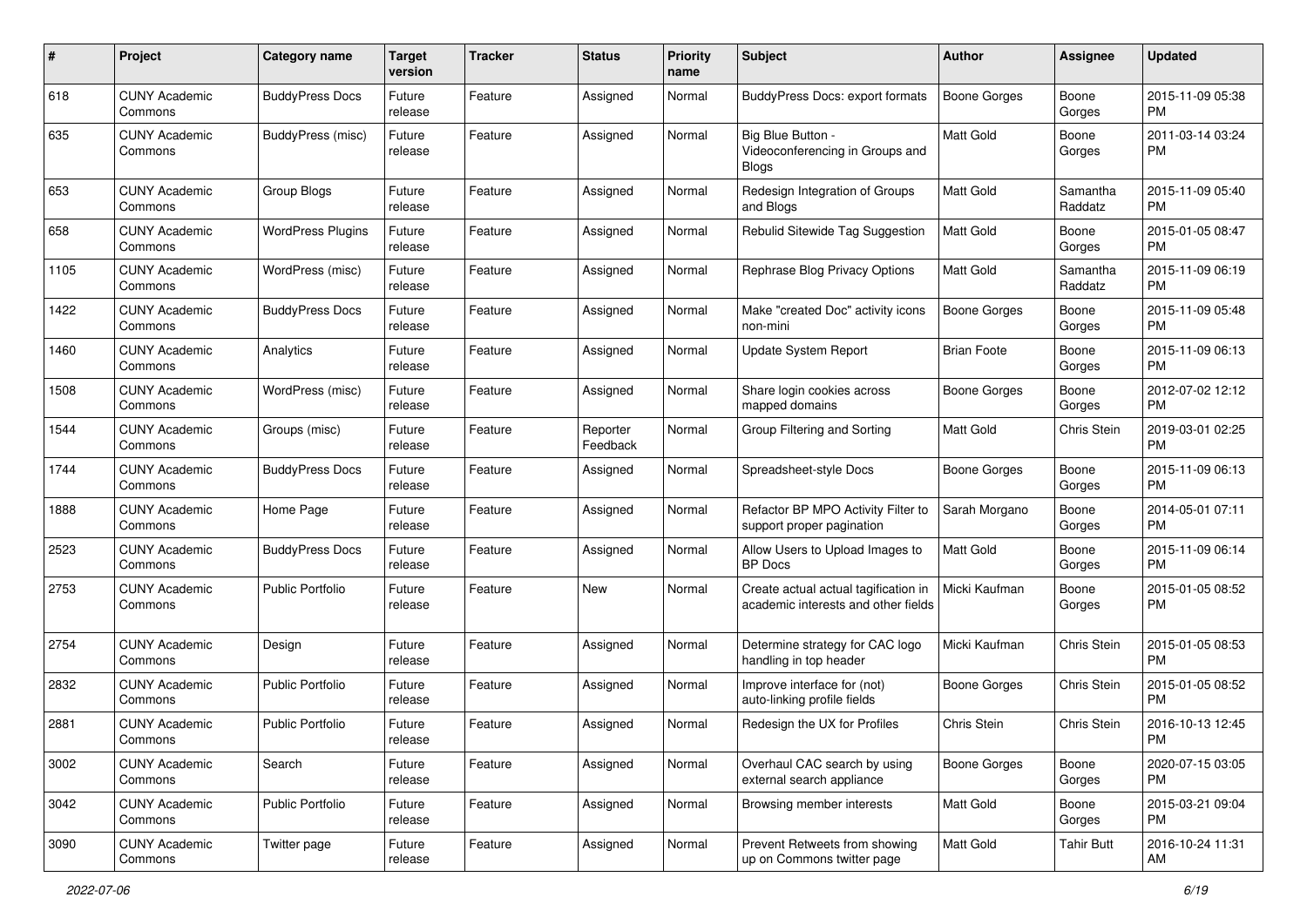| # | Project | Category name | Target version | Tracker | Status | Priority name | Subject | Author | Assignee | Updated |
|---|---|---|---|---|---|---|---|---|---|---|
| 618 | CUNY Academic Commons | BuddyPress Docs | Future release | Feature | Assigned | Normal | BuddyPress Docs: export formats | Boone Gorges | Boone Gorges | 2015-11-09 05:38 PM |
| 635 | CUNY Academic Commons | BuddyPress (misc) | Future release | Feature | Assigned | Normal | Big Blue Button - Videoconferencing in Groups and Blogs | Matt Gold | Boone Gorges | 2011-03-14 03:24 PM |
| 653 | CUNY Academic Commons | Group Blogs | Future release | Feature | Assigned | Normal | Redesign Integration of Groups and Blogs | Matt Gold | Samantha Raddatz | 2015-11-09 05:40 PM |
| 658 | CUNY Academic Commons | WordPress Plugins | Future release | Feature | Assigned | Normal | Rebulid Sitewide Tag Suggestion | Matt Gold | Boone Gorges | 2015-01-05 08:47 PM |
| 1105 | CUNY Academic Commons | WordPress (misc) | Future release | Feature | Assigned | Normal | Rephrase Blog Privacy Options | Matt Gold | Samantha Raddatz | 2015-11-09 06:19 PM |
| 1422 | CUNY Academic Commons | BuddyPress Docs | Future release | Feature | Assigned | Normal | Make "created Doc" activity icons non-mini | Boone Gorges | Boone Gorges | 2015-11-09 05:48 PM |
| 1460 | CUNY Academic Commons | Analytics | Future release | Feature | Assigned | Normal | Update System Report | Brian Foote | Boone Gorges | 2015-11-09 06:13 PM |
| 1508 | CUNY Academic Commons | WordPress (misc) | Future release | Feature | Assigned | Normal | Share login cookies across mapped domains | Boone Gorges | Boone Gorges | 2012-07-02 12:12 PM |
| 1544 | CUNY Academic Commons | Groups (misc) | Future release | Feature | Reporter Feedback | Normal | Group Filtering and Sorting | Matt Gold | Chris Stein | 2019-03-01 02:25 PM |
| 1744 | CUNY Academic Commons | BuddyPress Docs | Future release | Feature | Assigned | Normal | Spreadsheet-style Docs | Boone Gorges | Boone Gorges | 2015-11-09 06:13 PM |
| 1888 | CUNY Academic Commons | Home Page | Future release | Feature | Assigned | Normal | Refactor BP MPO Activity Filter to support proper pagination | Sarah Morgano | Boone Gorges | 2014-05-01 07:11 PM |
| 2523 | CUNY Academic Commons | BuddyPress Docs | Future release | Feature | Assigned | Normal | Allow Users to Upload Images to BP Docs | Matt Gold | Boone Gorges | 2015-11-09 06:14 PM |
| 2753 | CUNY Academic Commons | Public Portfolio | Future release | Feature | New | Normal | Create actual actual tagification in academic interests and other fields | Micki Kaufman | Boone Gorges | 2015-01-05 08:52 PM |
| 2754 | CUNY Academic Commons | Design | Future release | Feature | Assigned | Normal | Determine strategy for CAC logo handling in top header | Micki Kaufman | Chris Stein | 2015-01-05 08:53 PM |
| 2832 | CUNY Academic Commons | Public Portfolio | Future release | Feature | Assigned | Normal | Improve interface for (not) auto-linking profile fields | Boone Gorges | Chris Stein | 2015-01-05 08:52 PM |
| 2881 | CUNY Academic Commons | Public Portfolio | Future release | Feature | Assigned | Normal | Redesign the UX for Profiles | Chris Stein | Chris Stein | 2016-10-13 12:45 PM |
| 3002 | CUNY Academic Commons | Search | Future release | Feature | Assigned | Normal | Overhaul CAC search by using external search appliance | Boone Gorges | Boone Gorges | 2020-07-15 03:05 PM |
| 3042 | CUNY Academic Commons | Public Portfolio | Future release | Feature | Assigned | Normal | Browsing member interests | Matt Gold | Boone Gorges | 2015-03-21 09:04 PM |
| 3090 | CUNY Academic Commons | Twitter page | Future release | Feature | Assigned | Normal | Prevent Retweets from showing up on Commons twitter page | Matt Gold | Tahir Butt | 2016-10-24 11:31 AM |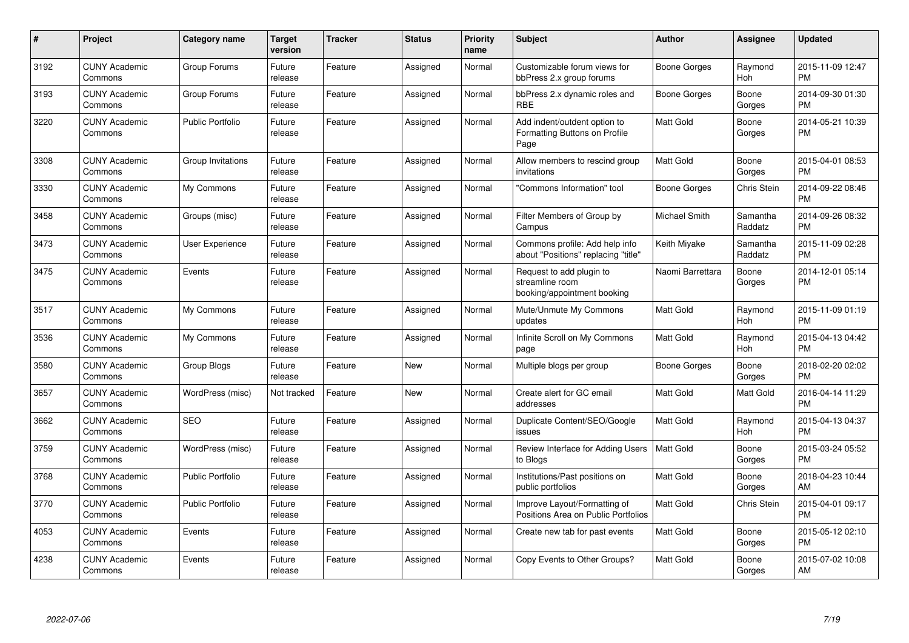| # | Project | Category name | Target version | Tracker | Status | Priority name | Subject | Author | Assignee | Updated |
|---|---|---|---|---|---|---|---|---|---|---|
| 3192 | CUNY Academic Commons | Group Forums | Future release | Feature | Assigned | Normal | Customizable forum views for bbPress 2.x group forums | Boone Gorges | Raymond Hoh | 2015-11-09 12:47 PM |
| 3193 | CUNY Academic Commons | Group Forums | Future release | Feature | Assigned | Normal | bbPress 2.x dynamic roles and RBE | Boone Gorges | Boone Gorges | 2014-09-30 01:30 PM |
| 3220 | CUNY Academic Commons | Public Portfolio | Future release | Feature | Assigned | Normal | Add indent/outdent option to Formatting Buttons on Profile Page | Matt Gold | Boone Gorges | 2014-05-21 10:39 PM |
| 3308 | CUNY Academic Commons | Group Invitations | Future release | Feature | Assigned | Normal | Allow members to rescind group invitations | Matt Gold | Boone Gorges | 2015-04-01 08:53 PM |
| 3330 | CUNY Academic Commons | My Commons | Future release | Feature | Assigned | Normal | "Commons Information" tool | Boone Gorges | Chris Stein | 2014-09-22 08:46 PM |
| 3458 | CUNY Academic Commons | Groups (misc) | Future release | Feature | Assigned | Normal | Filter Members of Group by Campus | Michael Smith | Samantha Raddatz | 2014-09-26 08:32 PM |
| 3473 | CUNY Academic Commons | User Experience | Future release | Feature | Assigned | Normal | Commons profile: Add help info about "Positions" replacing "title" | Keith Miyake | Samantha Raddatz | 2015-11-09 02:28 PM |
| 3475 | CUNY Academic Commons | Events | Future release | Feature | Assigned | Normal | Request to add plugin to streamline room booking/appointment booking | Naomi Barrettara | Boone Gorges | 2014-12-01 05:14 PM |
| 3517 | CUNY Academic Commons | My Commons | Future release | Feature | Assigned | Normal | Mute/Unmute My Commons updates | Matt Gold | Raymond Hoh | 2015-11-09 01:19 PM |
| 3536 | CUNY Academic Commons | My Commons | Future release | Feature | Assigned | Normal | Infinite Scroll on My Commons page | Matt Gold | Raymond Hoh | 2015-04-13 04:42 PM |
| 3580 | CUNY Academic Commons | Group Blogs | Future release | Feature | New | Normal | Multiple blogs per group | Boone Gorges | Boone Gorges | 2018-02-20 02:02 PM |
| 3657 | CUNY Academic Commons | WordPress (misc) | Not tracked | Feature | New | Normal | Create alert for GC email addresses | Matt Gold | Matt Gold | 2016-04-14 11:29 PM |
| 3662 | CUNY Academic Commons | SEO | Future release | Feature | Assigned | Normal | Duplicate Content/SEO/Google issues | Matt Gold | Raymond Hoh | 2015-04-13 04:37 PM |
| 3759 | CUNY Academic Commons | WordPress (misc) | Future release | Feature | Assigned | Normal | Review Interface for Adding Users to Blogs | Matt Gold | Boone Gorges | 2015-03-24 05:52 PM |
| 3768 | CUNY Academic Commons | Public Portfolio | Future release | Feature | Assigned | Normal | Institutions/Past positions on public portfolios | Matt Gold | Boone Gorges | 2018-04-23 10:44 AM |
| 3770 | CUNY Academic Commons | Public Portfolio | Future release | Feature | Assigned | Normal | Improve Layout/Formatting of Positions Area on Public Portfolios | Matt Gold | Chris Stein | 2015-04-01 09:17 PM |
| 4053 | CUNY Academic Commons | Events | Future release | Feature | Assigned | Normal | Create new tab for past events | Matt Gold | Boone Gorges | 2015-05-12 02:10 PM |
| 4238 | CUNY Academic Commons | Events | Future release | Feature | Assigned | Normal | Copy Events to Other Groups? | Matt Gold | Boone Gorges | 2015-07-02 10:08 AM |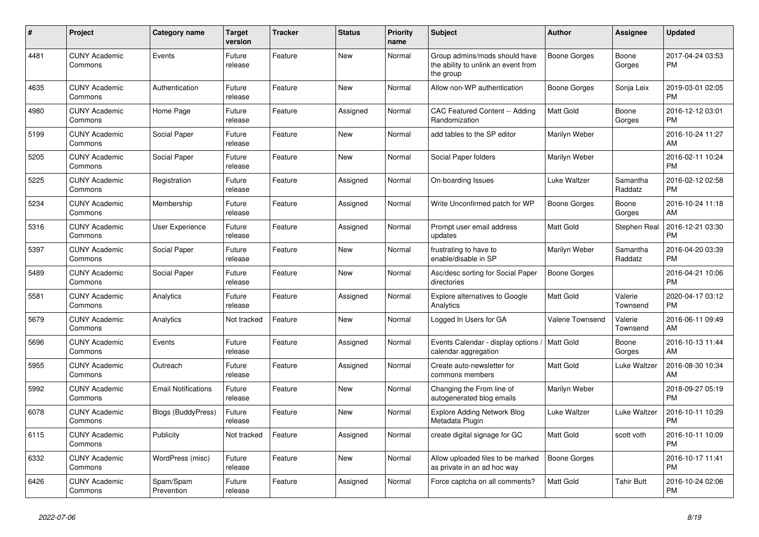| # | Project | Category name | Target version | Tracker | Status | Priority name | Subject | Author | Assignee | Updated |
|---|---|---|---|---|---|---|---|---|---|---|
| 4481 | CUNY Academic Commons | Events | Future release | Feature | New | Normal | Group admins/mods should have the ability to unlink an event from the group | Boone Gorges | Boone Gorges | 2017-04-24 03:53 PM |
| 4635 | CUNY Academic Commons | Authentication | Future release | Feature | New | Normal | Allow non-WP authentication | Boone Gorges | Sonja Leix | 2019-03-01 02:05 PM |
| 4980 | CUNY Academic Commons | Home Page | Future release | Feature | Assigned | Normal | CAC Featured Content -- Adding Randomization | Matt Gold | Boone Gorges | 2016-12-12 03:01 PM |
| 5199 | CUNY Academic Commons | Social Paper | Future release | Feature | New | Normal | add tables to the SP editor | Marilyn Weber | | 2016-10-24 11:27 AM |
| 5205 | CUNY Academic Commons | Social Paper | Future release | Feature | New | Normal | Social Paper folders | Marilyn Weber | | 2016-02-11 10:24 PM |
| 5225 | CUNY Academic Commons | Registration | Future release | Feature | Assigned | Normal | On-boarding Issues | Luke Waltzer | Samantha Raddatz | 2016-02-12 02:58 PM |
| 5234 | CUNY Academic Commons | Membership | Future release | Feature | Assigned | Normal | Write Unconfirmed patch for WP | Boone Gorges | Boone Gorges | 2016-10-24 11:18 AM |
| 5316 | CUNY Academic Commons | User Experience | Future release | Feature | Assigned | Normal | Prompt user email address updates | Matt Gold | Stephen Real | 2016-12-21 03:30 PM |
| 5397 | CUNY Academic Commons | Social Paper | Future release | Feature | New | Normal | frustrating to have to enable/disable in SP | Marilyn Weber | Samantha Raddatz | 2016-04-20 03:39 PM |
| 5489 | CUNY Academic Commons | Social Paper | Future release | Feature | New | Normal | Asc/desc sorting for Social Paper directories | Boone Gorges | | 2016-04-21 10:06 PM |
| 5581 | CUNY Academic Commons | Analytics | Future release | Feature | Assigned | Normal | Explore alternatives to Google Analytics | Matt Gold | Valerie Townsend | 2020-04-17 03:12 PM |
| 5679 | CUNY Academic Commons | Analytics | Not tracked | Feature | New | Normal | Logged In Users for GA | Valerie Townsend | Valerie Townsend | 2016-06-11 09:49 AM |
| 5696 | CUNY Academic Commons | Events | Future release | Feature | Assigned | Normal | Events Calendar - display options / calendar aggregation | Matt Gold | Boone Gorges | 2016-10-13 11:44 AM |
| 5955 | CUNY Academic Commons | Outreach | Future release | Feature | Assigned | Normal | Create auto-newsletter for commons members | Matt Gold | Luke Waltzer | 2016-08-30 10:34 AM |
| 5992 | CUNY Academic Commons | Email Notifications | Future release | Feature | New | Normal | Changing the From line of autogenerated blog emails | Marilyn Weber | | 2018-09-27 05:19 PM |
| 6078 | CUNY Academic Commons | Blogs (BuddyPress) | Future release | Feature | New | Normal | Explore Adding Network Blog Metadata Plugin | Luke Waltzer | Luke Waltzer | 2016-10-11 10:29 PM |
| 6115 | CUNY Academic Commons | Publicity | Not tracked | Feature | Assigned | Normal | create digital signage for GC | Matt Gold | scott voth | 2016-10-11 10:09 PM |
| 6332 | CUNY Academic Commons | WordPress (misc) | Future release | Feature | New | Normal | Allow uploaded files to be marked as private in an ad hoc way | Boone Gorges | | 2016-10-17 11:41 PM |
| 6426 | CUNY Academic Commons | Spam/Spam Prevention | Future release | Feature | Assigned | Normal | Force captcha on all comments? | Matt Gold | Tahir Butt | 2016-10-24 02:06 PM |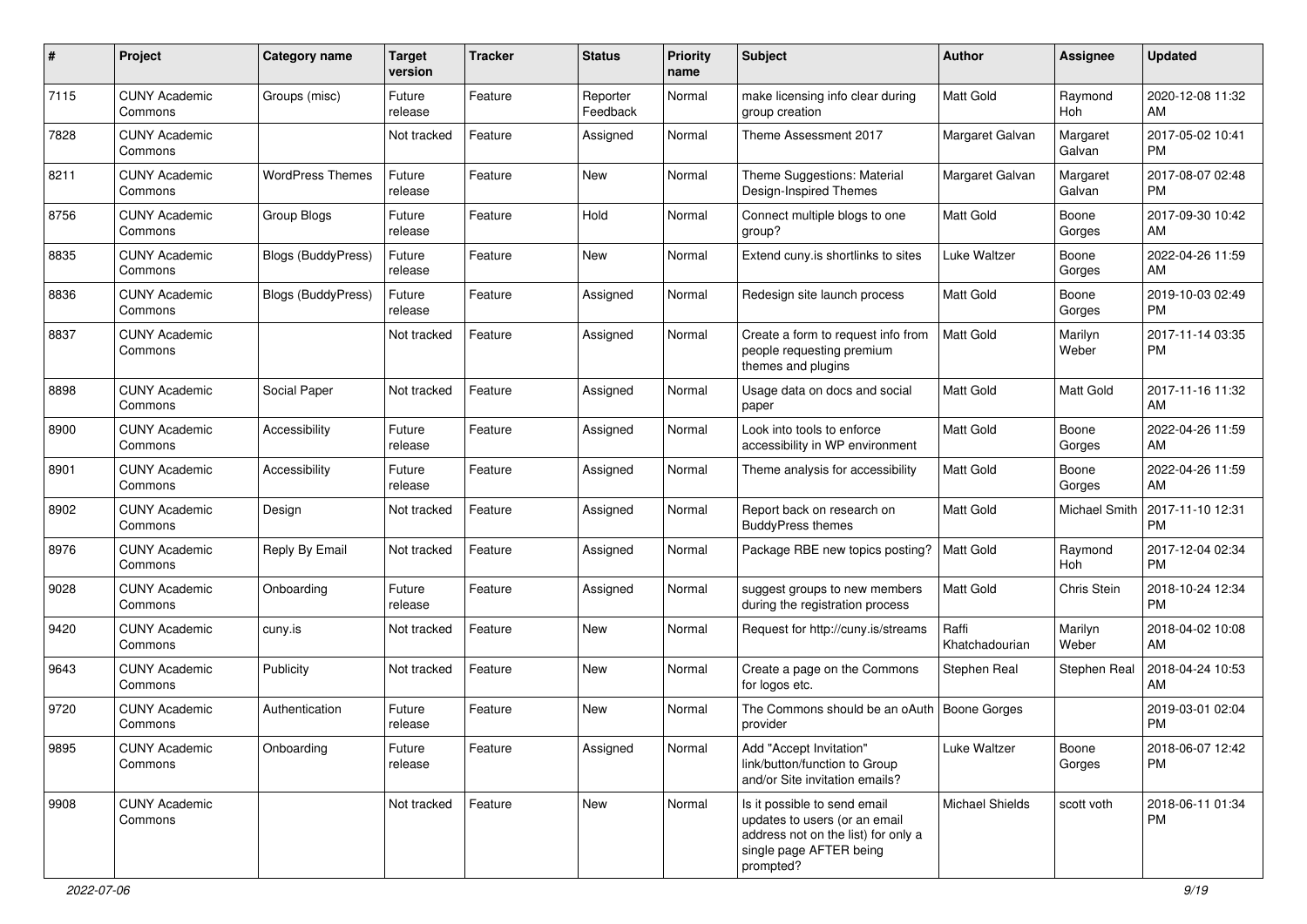| # | Project | Category name | Target version | Tracker | Status | Priority name | Subject | Author | Assignee | Updated |
|---|---|---|---|---|---|---|---|---|---|---|
| 7115 | CUNY Academic Commons | Groups (misc) | Future release | Feature | Reporter Feedback | Normal | make licensing info clear during group creation | Matt Gold | Raymond Hoh | 2020-12-08 11:32 AM |
| 7828 | CUNY Academic Commons | | Not tracked | Feature | Assigned | Normal | Theme Assessment 2017 | Margaret Galvan | Margaret Galvan | 2017-05-02 10:41 PM |
| 8211 | CUNY Academic Commons | WordPress Themes | Future release | Feature | New | Normal | Theme Suggestions: Material Design-Inspired Themes | Margaret Galvan | Margaret Galvan | 2017-08-07 02:48 PM |
| 8756 | CUNY Academic Commons | Group Blogs | Future release | Feature | Hold | Normal | Connect multiple blogs to one group? | Matt Gold | Boone Gorges | 2017-09-30 10:42 AM |
| 8835 | CUNY Academic Commons | Blogs (BuddyPress) | Future release | Feature | New | Normal | Extend cuny.is shortlinks to sites | Luke Waltzer | Boone Gorges | 2022-04-26 11:59 AM |
| 8836 | CUNY Academic Commons | Blogs (BuddyPress) | Future release | Feature | Assigned | Normal | Redesign site launch process | Matt Gold | Boone Gorges | 2019-10-03 02:49 PM |
| 8837 | CUNY Academic Commons | | Not tracked | Feature | Assigned | Normal | Create a form to request info from people requesting premium themes and plugins | Matt Gold | Marilyn Weber | 2017-11-14 03:35 PM |
| 8898 | CUNY Academic Commons | Social Paper | Not tracked | Feature | Assigned | Normal | Usage data on docs and social paper | Matt Gold | Matt Gold | 2017-11-16 11:32 AM |
| 8900 | CUNY Academic Commons | Accessibility | Future release | Feature | Assigned | Normal | Look into tools to enforce accessibility in WP environment | Matt Gold | Boone Gorges | 2022-04-26 11:59 AM |
| 8901 | CUNY Academic Commons | Accessibility | Future release | Feature | Assigned | Normal | Theme analysis for accessibility | Matt Gold | Boone Gorges | 2022-04-26 11:59 AM |
| 8902 | CUNY Academic Commons | Design | Not tracked | Feature | Assigned | Normal | Report back on research on BuddyPress themes | Matt Gold | Michael Smith | 2017-11-10 12:31 PM |
| 8976 | CUNY Academic Commons | Reply By Email | Not tracked | Feature | Assigned | Normal | Package RBE new topics posting? | Matt Gold | Raymond Hoh | 2017-12-04 02:34 PM |
| 9028 | CUNY Academic Commons | Onboarding | Future release | Feature | Assigned | Normal | suggest groups to new members during the registration process | Matt Gold | Chris Stein | 2018-10-24 12:34 PM |
| 9420 | CUNY Academic Commons | cuny.is | Not tracked | Feature | New | Normal | Request for http://cuny.is/streams | Raffi Khatchadourian | Marilyn Weber | 2018-04-02 10:08 AM |
| 9643 | CUNY Academic Commons | Publicity | Not tracked | Feature | New | Normal | Create a page on the Commons for logos etc. | Stephen Real | Stephen Real | 2018-04-24 10:53 AM |
| 9720 | CUNY Academic Commons | Authentication | Future release | Feature | New | Normal | The Commons should be an oAuth provider | Boone Gorges | | 2019-03-01 02:04 PM |
| 9895 | CUNY Academic Commons | Onboarding | Future release | Feature | Assigned | Normal | Add "Accept Invitation" link/button/function to Group and/or Site invitation emails? | Luke Waltzer | Boone Gorges | 2018-06-07 12:42 PM |
| 9908 | CUNY Academic Commons | | Not tracked | Feature | New | Normal | Is it possible to send email updates to users (or an email address not on the list) for only a single page AFTER being prompted? | Michael Shields | scott voth | 2018-06-11 01:34 PM |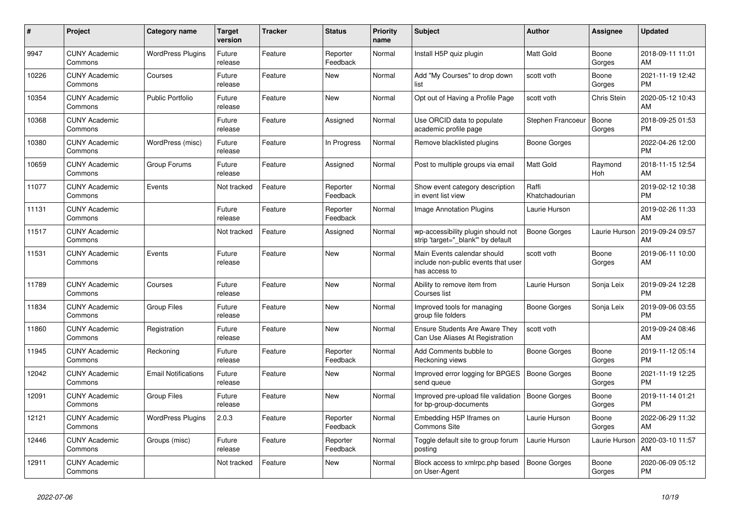| # | Project | Category name | Target version | Tracker | Status | Priority name | Subject | Author | Assignee | Updated |
|---|---|---|---|---|---|---|---|---|---|---|
| 9947 | CUNY Academic Commons | WordPress Plugins | Future release | Feature | Reporter Feedback | Normal | Install H5P quiz plugin | Matt Gold | Boone Gorges | 2018-09-11 11:01 AM |
| 10226 | CUNY Academic Commons | Courses | Future release | Feature | New | Normal | Add "My Courses" to drop down list | scott voth | Boone Gorges | 2021-11-19 12:42 PM |
| 10354 | CUNY Academic Commons | Public Portfolio | Future release | Feature | New | Normal | Opt out of Having a Profile Page | scott voth | Chris Stein | 2020-05-12 10:43 AM |
| 10368 | CUNY Academic Commons | | Future release | Feature | Assigned | Normal | Use ORCID data to populate academic profile page | Stephen Francoeur | Boone Gorges | 2018-09-25 01:53 PM |
| 10380 | CUNY Academic Commons | WordPress (misc) | Future release | Feature | In Progress | Normal | Remove blacklisted plugins | Boone Gorges | | 2022-04-26 12:00 PM |
| 10659 | CUNY Academic Commons | Group Forums | Future release | Feature | Assigned | Normal | Post to multiple groups via email | Matt Gold | Raymond Hoh | 2018-11-15 12:54 AM |
| 11077 | CUNY Academic Commons | Events | Not tracked | Feature | Reporter Feedback | Normal | Show event category description in event list view | Raffi Khatchadourian | | 2019-02-12 10:38 PM |
| 11131 | CUNY Academic Commons | | Future release | Feature | Reporter Feedback | Normal | Image Annotation Plugins | Laurie Hurson | | 2019-02-26 11:33 AM |
| 11517 | CUNY Academic Commons | | Not tracked | Feature | Assigned | Normal | wp-accessibility plugin should not strip 'target="_blank"' by default | Boone Gorges | Laurie Hurson | 2019-09-24 09:57 AM |
| 11531 | CUNY Academic Commons | Events | Future release | Feature | New | Normal | Main Events calendar should include non-public events that user has access to | scott voth | Boone Gorges | 2019-06-11 10:00 AM |
| 11789 | CUNY Academic Commons | Courses | Future release | Feature | New | Normal | Ability to remove item from Courses list | Laurie Hurson | Sonja Leix | 2019-09-24 12:28 PM |
| 11834 | CUNY Academic Commons | Group Files | Future release | Feature | New | Normal | Improved tools for managing group file folders | Boone Gorges | Sonja Leix | 2019-09-06 03:55 PM |
| 11860 | CUNY Academic Commons | Registration | Future release | Feature | New | Normal | Ensure Students Are Aware They Can Use Aliases At Registration | scott voth | | 2019-09-24 08:46 AM |
| 11945 | CUNY Academic Commons | Reckoning | Future release | Feature | Reporter Feedback | Normal | Add Comments bubble to Reckoning views | Boone Gorges | Boone Gorges | 2019-11-12 05:14 PM |
| 12042 | CUNY Academic Commons | Email Notifications | Future release | Feature | New | Normal | Improved error logging for BPGES send queue | Boone Gorges | Boone Gorges | 2021-11-19 12:25 PM |
| 12091 | CUNY Academic Commons | Group Files | Future release | Feature | New | Normal | Improved pre-upload file validation for bp-group-documents | Boone Gorges | Boone Gorges | 2019-11-14 01:21 PM |
| 12121 | CUNY Academic Commons | WordPress Plugins | 2.0.3 | Feature | Reporter Feedback | Normal | Embedding H5P Iframes on Commons Site | Laurie Hurson | Boone Gorges | 2022-06-29 11:32 AM |
| 12446 | CUNY Academic Commons | Groups (misc) | Future release | Feature | Reporter Feedback | Normal | Toggle default site to group forum posting | Laurie Hurson | Laurie Hurson | 2020-03-10 11:57 AM |
| 12911 | CUNY Academic Commons | | Not tracked | Feature | New | Normal | Block access to xmlrpc.php based on User-Agent | Boone Gorges | Boone Gorges | 2020-06-09 05:12 PM |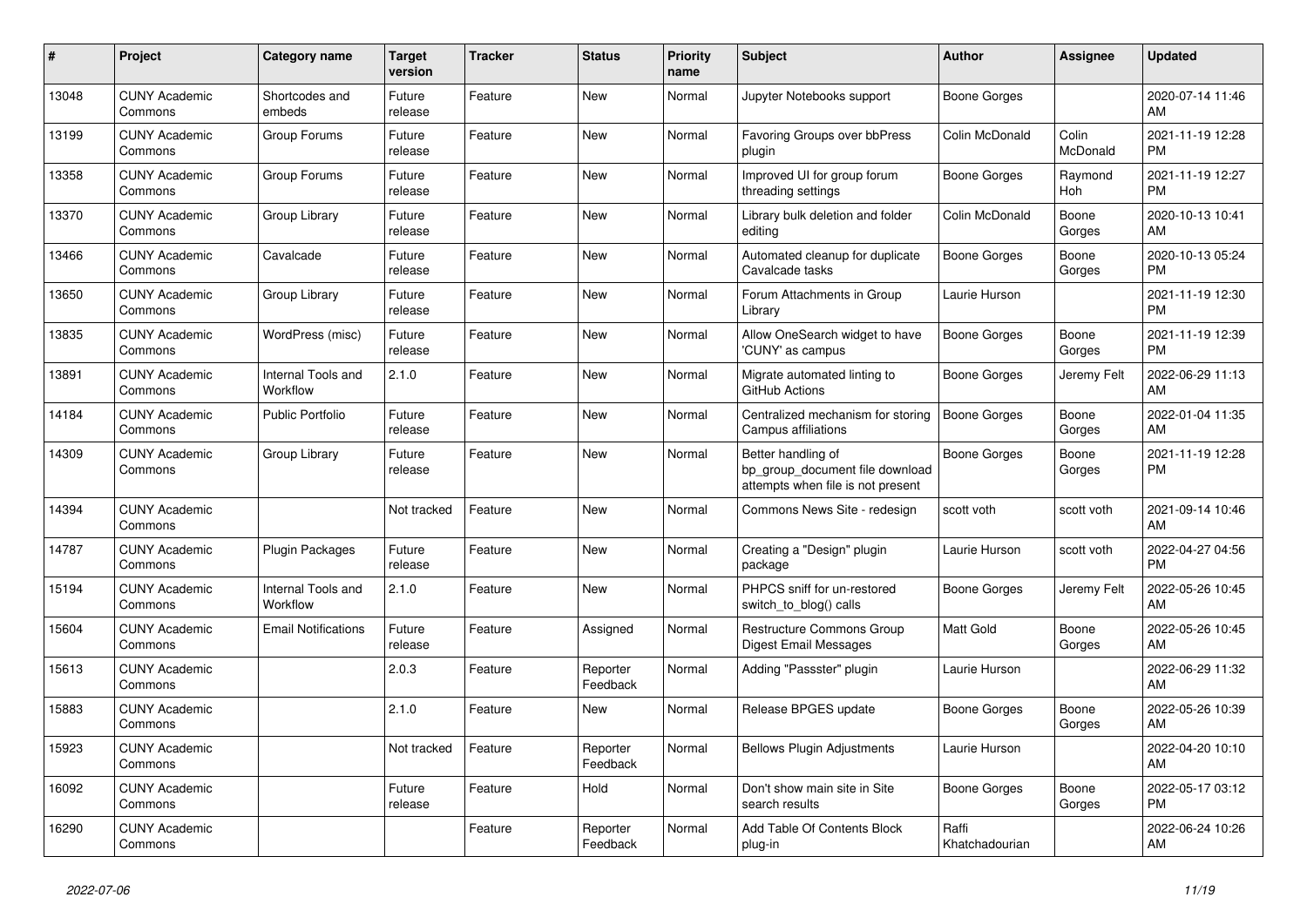| # | Project | Category name | Target version | Tracker | Status | Priority name | Subject | Author | Assignee | Updated |
|---|---|---|---|---|---|---|---|---|---|---|
| 13048 | CUNY Academic Commons | Shortcodes and embeds | Future release | Feature | New | Normal | Jupyter Notebooks support | Boone Gorges | | 2020-07-14 11:46 AM |
| 13199 | CUNY Academic Commons | Group Forums | Future release | Feature | New | Normal | Favoring Groups over bbPress plugin | Colin McDonald | Colin McDonald | 2021-11-19 12:28 PM |
| 13358 | CUNY Academic Commons | Group Forums | Future release | Feature | New | Normal | Improved UI for group forum threading settings | Boone Gorges | Raymond Hoh | 2021-11-19 12:27 PM |
| 13370 | CUNY Academic Commons | Group Library | Future release | Feature | New | Normal | Library bulk deletion and folder editing | Colin McDonald | Boone Gorges | 2020-10-13 10:41 AM |
| 13466 | CUNY Academic Commons | Cavalcade | Future release | Feature | New | Normal | Automated cleanup for duplicate Cavalcade tasks | Boone Gorges | Boone Gorges | 2020-10-13 05:24 PM |
| 13650 | CUNY Academic Commons | Group Library | Future release | Feature | New | Normal | Forum Attachments in Group Library | Laurie Hurson | | 2021-11-19 12:30 PM |
| 13835 | CUNY Academic Commons | WordPress (misc) | Future release | Feature | New | Normal | Allow OneSearch widget to have 'CUNY' as campus | Boone Gorges | Boone Gorges | 2021-11-19 12:39 PM |
| 13891 | CUNY Academic Commons | Internal Tools and Workflow | 2.1.0 | Feature | New | Normal | Migrate automated linting to GitHub Actions | Boone Gorges | Jeremy Felt | 2022-06-29 11:13 AM |
| 14184 | CUNY Academic Commons | Public Portfolio | Future release | Feature | New | Normal | Centralized mechanism for storing Campus affiliations | Boone Gorges | Boone Gorges | 2022-01-04 11:35 AM |
| 14309 | CUNY Academic Commons | Group Library | Future release | Feature | New | Normal | Better handling of bp_group_document file download attempts when file is not present | Boone Gorges | Boone Gorges | 2021-11-19 12:28 PM |
| 14394 | CUNY Academic Commons | | Not tracked | Feature | New | Normal | Commons News Site - redesign | scott voth | scott voth | 2021-09-14 10:46 AM |
| 14787 | CUNY Academic Commons | Plugin Packages | Future release | Feature | New | Normal | Creating a "Design" plugin package | Laurie Hurson | scott voth | 2022-04-27 04:56 PM |
| 15194 | CUNY Academic Commons | Internal Tools and Workflow | 2.1.0 | Feature | New | Normal | PHPCS sniff for un-restored switch_to_blog() calls | Boone Gorges | Jeremy Felt | 2022-05-26 10:45 AM |
| 15604 | CUNY Academic Commons | Email Notifications | Future release | Feature | Assigned | Normal | Restructure Commons Group Digest Email Messages | Matt Gold | Boone Gorges | 2022-05-26 10:45 AM |
| 15613 | CUNY Academic Commons | | 2.0.3 | Feature | Reporter Feedback | Normal | Adding "Passster" plugin | Laurie Hurson | | 2022-06-29 11:32 AM |
| 15883 | CUNY Academic Commons | | 2.1.0 | Feature | New | Normal | Release BPGES update | Boone Gorges | Boone Gorges | 2022-05-26 10:39 AM |
| 15923 | CUNY Academic Commons | | Not tracked | Feature | Reporter Feedback | Normal | Bellows Plugin Adjustments | Laurie Hurson | | 2022-04-20 10:10 AM |
| 16092 | CUNY Academic Commons | | Future release | Feature | Hold | Normal | Don't show main site in Site search results | Boone Gorges | Boone Gorges | 2022-05-17 03:12 PM |
| 16290 | CUNY Academic Commons | | | Feature | Reporter Feedback | Normal | Add Table Of Contents Block plug-in | Raffi Khatchadourian | | 2022-06-24 10:26 AM |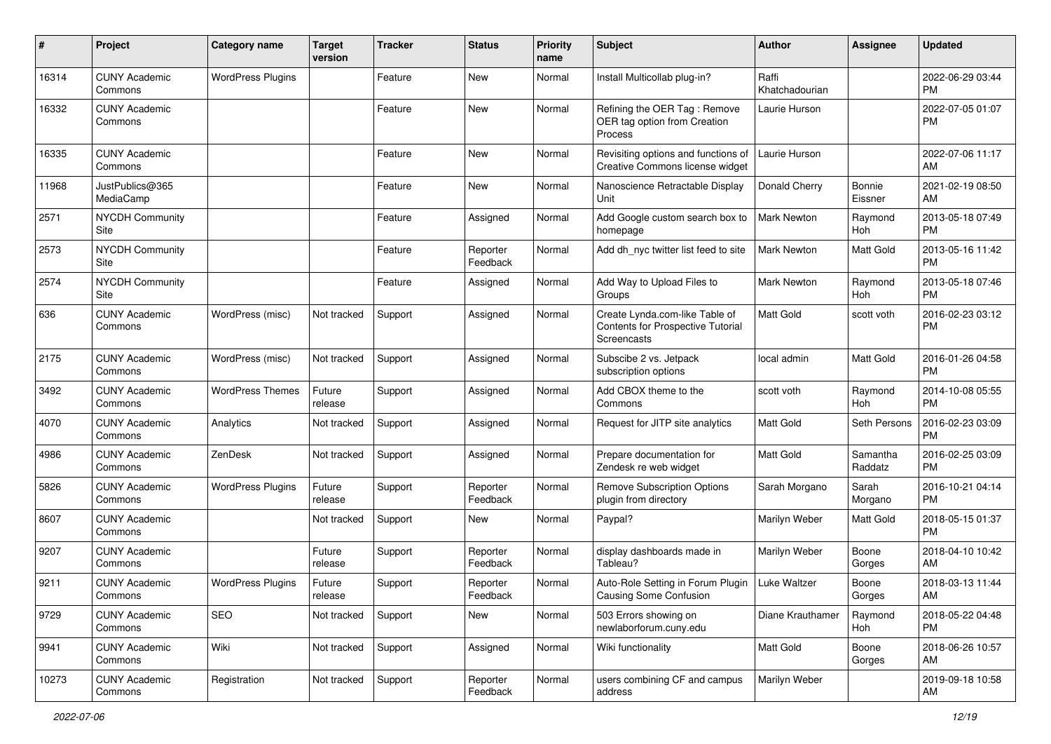| # | Project | Category name | Target version | Tracker | Status | Priority name | Subject | Author | Assignee | Updated |
|---|---|---|---|---|---|---|---|---|---|---|
| 16314 | CUNY Academic Commons | WordPress Plugins | | Feature | New | Normal | Install Multicollab plug-in? | Raffi Khatchadourian | | 2022-06-29 03:44 PM |
| 16332 | CUNY Academic Commons | | | Feature | New | Normal | Refining the OER Tag : Remove OER tag option from Creation Process | Laurie Hurson | | 2022-07-05 01:07 PM |
| 16335 | CUNY Academic Commons | | | Feature | New | Normal | Revisiting options and functions of Creative Commons license widget | Laurie Hurson | | 2022-07-06 11:17 AM |
| 11968 | JustPublics@365 MediaCamp | | | Feature | New | Normal | Nanoscience Retractable Display Unit | Donald Cherry | Bonnie Eissner | 2021-02-19 08:50 AM |
| 2571 | NYCDH Community Site | | | Feature | Assigned | Normal | Add Google custom search box to homepage | Mark Newton | Raymond Hoh | 2013-05-18 07:49 PM |
| 2573 | NYCDH Community Site | | | Feature | Reporter Feedback | Normal | Add dh_nyc twitter list feed to site | Mark Newton | Matt Gold | 2013-05-16 11:42 PM |
| 2574 | NYCDH Community Site | | | Feature | Assigned | Normal | Add Way to Upload Files to Groups | Mark Newton | Raymond Hoh | 2013-05-18 07:46 PM |
| 636 | CUNY Academic Commons | WordPress (misc) | Not tracked | Support | Assigned | Normal | Create Lynda.com-like Table of Contents for Prospective Tutorial Screencasts | Matt Gold | scott voth | 2016-02-23 03:12 PM |
| 2175 | CUNY Academic Commons | WordPress (misc) | Not tracked | Support | Assigned | Normal | Subscibe 2 vs. Jetpack subscription options | local admin | Matt Gold | 2016-01-26 04:58 PM |
| 3492 | CUNY Academic Commons | WordPress Themes | Future release | Support | Assigned | Normal | Add CBOX theme to the Commons | scott voth | Raymond Hoh | 2014-10-08 05:55 PM |
| 4070 | CUNY Academic Commons | Analytics | Not tracked | Support | Assigned | Normal | Request for JITP site analytics | Matt Gold | Seth Persons | 2016-02-23 03:09 PM |
| 4986 | CUNY Academic Commons | ZenDesk | Not tracked | Support | Assigned | Normal | Prepare documentation for Zendesk re web widget | Matt Gold | Samantha Raddatz | 2016-02-25 03:09 PM |
| 5826 | CUNY Academic Commons | WordPress Plugins | Future release | Support | Reporter Feedback | Normal | Remove Subscription Options plugin from directory | Sarah Morgano | Sarah Morgano | 2016-10-21 04:14 PM |
| 8607 | CUNY Academic Commons | | Not tracked | Support | New | Normal | Paypal? | Marilyn Weber | Matt Gold | 2018-05-15 01:37 PM |
| 9207 | CUNY Academic Commons | | Future release | Support | Reporter Feedback | Normal | display dashboards made in Tableau? | Marilyn Weber | Boone Gorges | 2018-04-10 10:42 AM |
| 9211 | CUNY Academic Commons | WordPress Plugins | Future release | Support | Reporter Feedback | Normal | Auto-Role Setting in Forum Plugin Causing Some Confusion | Luke Waltzer | Boone Gorges | 2018-03-13 11:44 AM |
| 9729 | CUNY Academic Commons | SEO | Not tracked | Support | New | Normal | 503 Errors showing on newlaborforum.cuny.edu | Diane Krauthamer | Raymond Hoh | 2018-05-22 04:48 PM |
| 9941 | CUNY Academic Commons | Wiki | Not tracked | Support | Assigned | Normal | Wiki functionality | Matt Gold | Boone Gorges | 2018-06-26 10:57 AM |
| 10273 | CUNY Academic Commons | Registration | Not tracked | Support | Reporter Feedback | Normal | users combining CF and campus address | Marilyn Weber | | 2019-09-18 10:58 AM |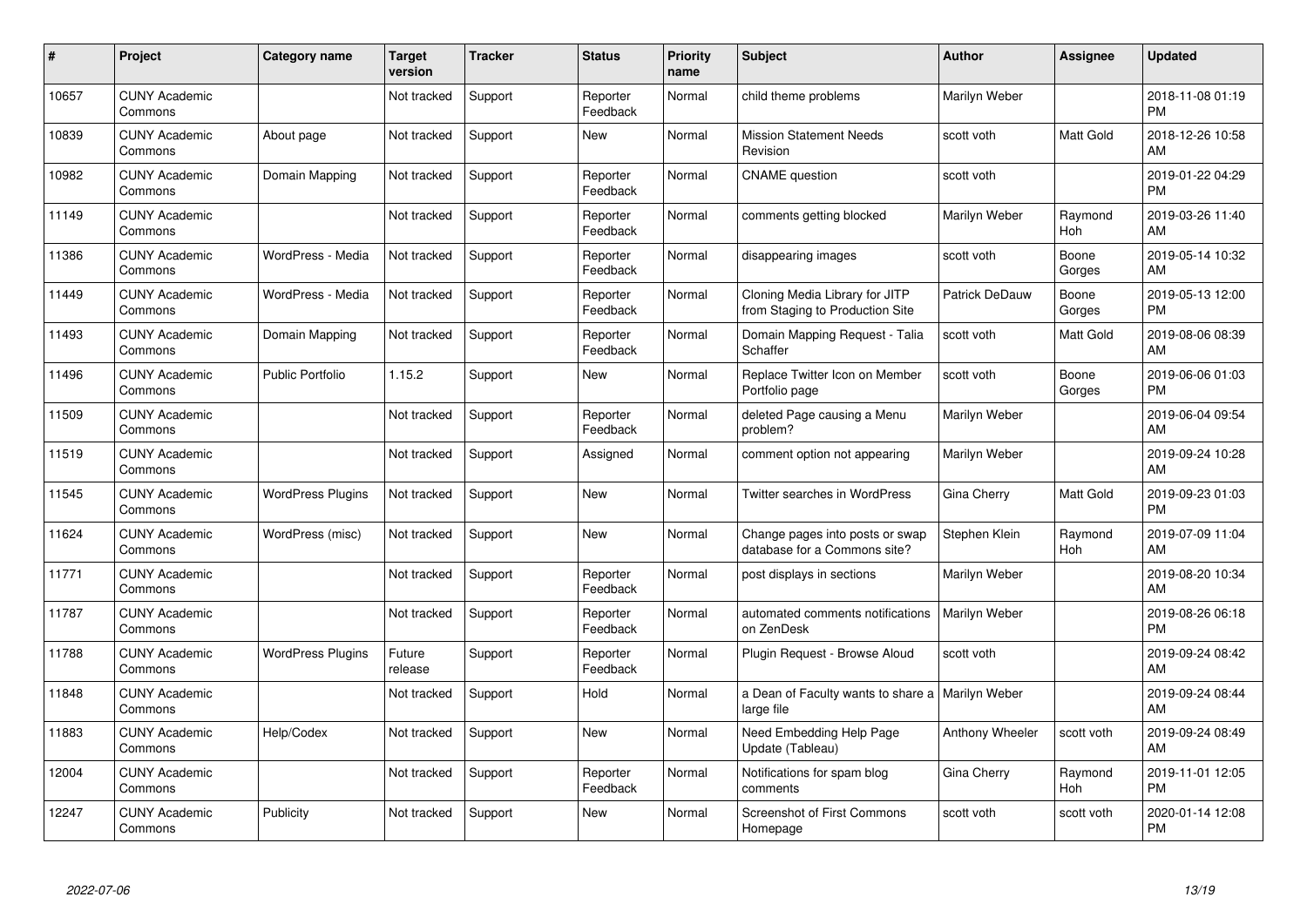| # | Project | Category name | Target version | Tracker | Status | Priority name | Subject | Author | Assignee | Updated |
|---|---|---|---|---|---|---|---|---|---|---|
| 10657 | CUNY Academic Commons | | Not tracked | Support | Reporter Feedback | Normal | child theme problems | Marilyn Weber | | 2018-11-08 01:19 PM |
| 10839 | CUNY Academic Commons | About page | Not tracked | Support | New | Normal | Mission Statement Needs Revision | scott voth | Matt Gold | 2018-12-26 10:58 AM |
| 10982 | CUNY Academic Commons | Domain Mapping | Not tracked | Support | Reporter Feedback | Normal | CNAME question | scott voth | | 2019-01-22 04:29 PM |
| 11149 | CUNY Academic Commons | | Not tracked | Support | Reporter Feedback | Normal | comments getting blocked | Marilyn Weber | Raymond Hoh | 2019-03-26 11:40 AM |
| 11386 | CUNY Academic Commons | WordPress - Media | Not tracked | Support | Reporter Feedback | Normal | disappearing images | scott voth | Boone Gorges | 2019-05-14 10:32 AM |
| 11449 | CUNY Academic Commons | WordPress - Media | Not tracked | Support | Reporter Feedback | Normal | Cloning Media Library for JITP from Staging to Production Site | Patrick DeDauw | Boone Gorges | 2019-05-13 12:00 PM |
| 11493 | CUNY Academic Commons | Domain Mapping | Not tracked | Support | Reporter Feedback | Normal | Domain Mapping Request - Talia Schaffer | scott voth | Matt Gold | 2019-08-06 08:39 AM |
| 11496 | CUNY Academic Commons | Public Portfolio | 1.15.2 | Support | New | Normal | Replace Twitter Icon on Member Portfolio page | scott voth | Boone Gorges | 2019-06-06 01:03 PM |
| 11509 | CUNY Academic Commons | | Not tracked | Support | Reporter Feedback | Normal | deleted Page causing a Menu problem? | Marilyn Weber | | 2019-06-04 09:54 AM |
| 11519 | CUNY Academic Commons | | Not tracked | Support | Assigned | Normal | comment option not appearing | Marilyn Weber | | 2019-09-24 10:28 AM |
| 11545 | CUNY Academic Commons | WordPress Plugins | Not tracked | Support | New | Normal | Twitter searches in WordPress | Gina Cherry | Matt Gold | 2019-09-23 01:03 PM |
| 11624 | CUNY Academic Commons | WordPress (misc) | Not tracked | Support | New | Normal | Change pages into posts or swap database for a Commons site? | Stephen Klein | Raymond Hoh | 2019-07-09 11:04 AM |
| 11771 | CUNY Academic Commons | | Not tracked | Support | Reporter Feedback | Normal | post displays in sections | Marilyn Weber | | 2019-08-20 10:34 AM |
| 11787 | CUNY Academic Commons | | Not tracked | Support | Reporter Feedback | Normal | automated comments notifications on ZenDesk | Marilyn Weber | | 2019-08-26 06:18 PM |
| 11788 | CUNY Academic Commons | WordPress Plugins | Future release | Support | Reporter Feedback | Normal | Plugin Request - Browse Aloud | scott voth | | 2019-09-24 08:42 AM |
| 11848 | CUNY Academic Commons | | Not tracked | Support | Hold | Normal | a Dean of Faculty wants to share a large file | Marilyn Weber | | 2019-09-24 08:44 AM |
| 11883 | CUNY Academic Commons | Help/Codex | Not tracked | Support | New | Normal | Need Embedding Help Page Update (Tableau) | Anthony Wheeler | scott voth | 2019-09-24 08:49 AM |
| 12004 | CUNY Academic Commons | | Not tracked | Support | Reporter Feedback | Normal | Notifications for spam blog comments | Gina Cherry | Raymond Hoh | 2019-11-01 12:05 PM |
| 12247 | CUNY Academic Commons | Publicity | Not tracked | Support | New | Normal | Screenshot of First Commons Homepage | scott voth | scott voth | 2020-01-14 12:08 PM |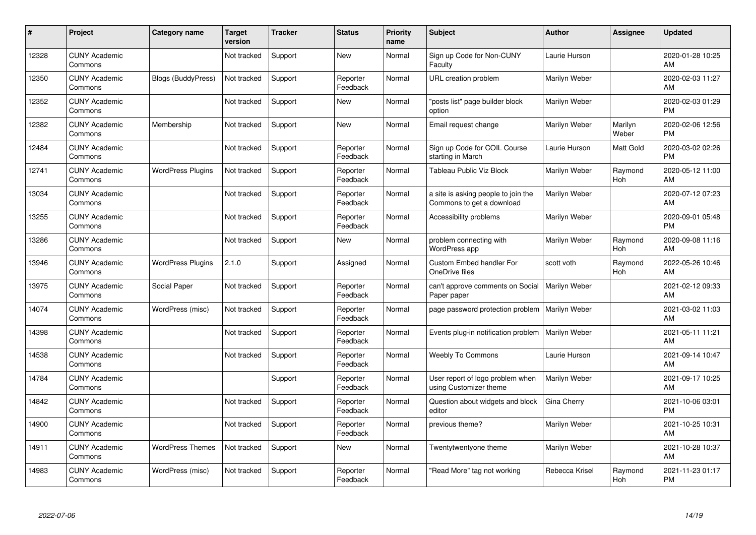| # | Project | Category name | Target version | Tracker | Status | Priority name | Subject | Author | Assignee | Updated |
|---|---|---|---|---|---|---|---|---|---|---|
| 12328 | CUNY Academic Commons | | Not tracked | Support | New | Normal | Sign up Code for Non-CUNY Faculty | Laurie Hurson | | 2020-01-28 10:25 AM |
| 12350 | CUNY Academic Commons | Blogs (BuddyPress) | Not tracked | Support | Reporter Feedback | Normal | URL creation problem | Marilyn Weber | | 2020-02-03 11:27 AM |
| 12352 | CUNY Academic Commons | | Not tracked | Support | New | Normal | "posts list" page builder block option | Marilyn Weber | | 2020-02-03 01:29 PM |
| 12382 | CUNY Academic Commons | Membership | Not tracked | Support | New | Normal | Email request change | Marilyn Weber | Marilyn Weber | 2020-02-06 12:56 PM |
| 12484 | CUNY Academic Commons | | Not tracked | Support | Reporter Feedback | Normal | Sign up Code for COIL Course starting in March | Laurie Hurson | Matt Gold | 2020-03-02 02:26 PM |
| 12741 | CUNY Academic Commons | WordPress Plugins | Not tracked | Support | Reporter Feedback | Normal | Tableau Public Viz Block | Marilyn Weber | Raymond Hoh | 2020-05-12 11:00 AM |
| 13034 | CUNY Academic Commons | | Not tracked | Support | Reporter Feedback | Normal | a site is asking people to join the Commons to get a download | Marilyn Weber | | 2020-07-12 07:23 AM |
| 13255 | CUNY Academic Commons | | Not tracked | Support | Reporter Feedback | Normal | Accessibility problems | Marilyn Weber | | 2020-09-01 05:48 PM |
| 13286 | CUNY Academic Commons | | Not tracked | Support | New | Normal | problem connecting with WordPress app | Marilyn Weber | Raymond Hoh | 2020-09-08 11:16 AM |
| 13946 | CUNY Academic Commons | WordPress Plugins | 2.1.0 | Support | Assigned | Normal | Custom Embed handler For OneDrive files | scott voth | Raymond Hoh | 2022-05-26 10:46 AM |
| 13975 | CUNY Academic Commons | Social Paper | Not tracked | Support | Reporter Feedback | Normal | can't approve comments on Social Paper paper | Marilyn Weber | | 2021-02-12 09:33 AM |
| 14074 | CUNY Academic Commons | WordPress (misc) | Not tracked | Support | Reporter Feedback | Normal | page password protection problem | Marilyn Weber | | 2021-03-02 11:03 AM |
| 14398 | CUNY Academic Commons | | Not tracked | Support | Reporter Feedback | Normal | Events plug-in notification problem | Marilyn Weber | | 2021-05-11 11:21 AM |
| 14538 | CUNY Academic Commons | | Not tracked | Support | Reporter Feedback | Normal | Weebly To Commons | Laurie Hurson | | 2021-09-14 10:47 AM |
| 14784 | CUNY Academic Commons | | | Support | Reporter Feedback | Normal | User report of logo problem when using Customizer theme | Marilyn Weber | | 2021-09-17 10:25 AM |
| 14842 | CUNY Academic Commons | | Not tracked | Support | Reporter Feedback | Normal | Question about widgets and block editor | Gina Cherry | | 2021-10-06 03:01 PM |
| 14900 | CUNY Academic Commons | | Not tracked | Support | Reporter Feedback | Normal | previous theme? | Marilyn Weber | | 2021-10-25 10:31 AM |
| 14911 | CUNY Academic Commons | WordPress Themes | Not tracked | Support | New | Normal | Twentytwentyone theme | Marilyn Weber | | 2021-10-28 10:37 AM |
| 14983 | CUNY Academic Commons | WordPress (misc) | Not tracked | Support | Reporter Feedback | Normal | "Read More" tag not working | Rebecca Krisel | Raymond Hoh | 2021-11-23 01:17 PM |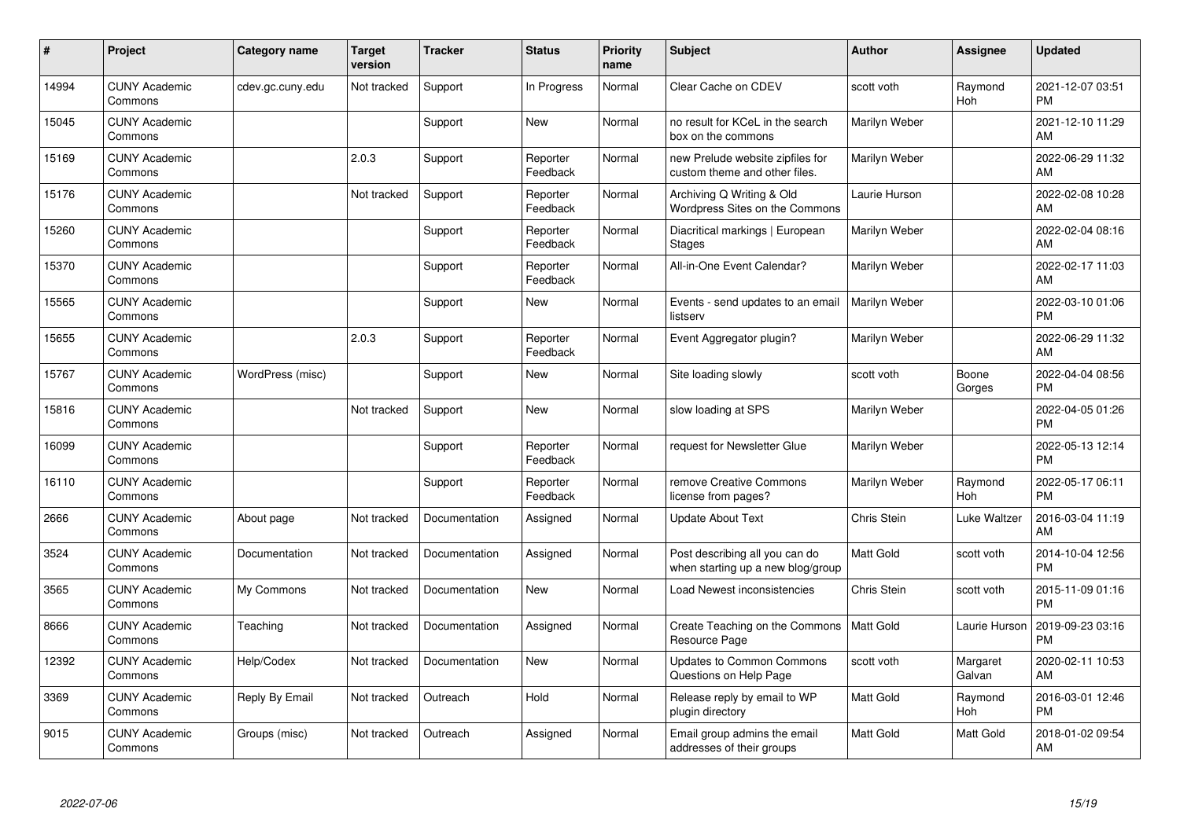| # | Project | Category name | Target version | Tracker | Status | Priority name | Subject | Author | Assignee | Updated |
|---|---|---|---|---|---|---|---|---|---|---|
| 14994 | CUNY Academic Commons | cdev.gc.cuny.edu | Not tracked | Support | In Progress | Normal | Clear Cache on CDEV | scott voth | Raymond Hoh | 2021-12-07 03:51 PM |
| 15045 | CUNY Academic Commons | | | Support | New | Normal | no result for KCeL in the search box on the commons | Marilyn Weber | | 2021-12-10 11:29 AM |
| 15169 | CUNY Academic Commons | | 2.0.3 | Support | Reporter Feedback | Normal | new Prelude website zipfiles for custom theme and other files. | Marilyn Weber | | 2022-06-29 11:32 AM |
| 15176 | CUNY Academic Commons | | Not tracked | Support | Reporter Feedback | Normal | Archiving Q Writing & Old Wordpress Sites on the Commons | Laurie Hurson | | 2022-02-08 10:28 AM |
| 15260 | CUNY Academic Commons | | | Support | Reporter Feedback | Normal | Diacritical markings \| European Stages | Marilyn Weber | | 2022-02-04 08:16 AM |
| 15370 | CUNY Academic Commons | | | Support | Reporter Feedback | Normal | All-in-One Event Calendar? | Marilyn Weber | | 2022-02-17 11:03 AM |
| 15565 | CUNY Academic Commons | | | Support | New | Normal | Events - send updates to an email listserv | Marilyn Weber | | 2022-03-10 01:06 PM |
| 15655 | CUNY Academic Commons | | 2.0.3 | Support | Reporter Feedback | Normal | Event Aggregator plugin? | Marilyn Weber | | 2022-06-29 11:32 AM |
| 15767 | CUNY Academic Commons | WordPress (misc) | | Support | New | Normal | Site loading slowly | scott voth | Boone Gorges | 2022-04-04 08:56 PM |
| 15816 | CUNY Academic Commons | | Not tracked | Support | New | Normal | slow loading at SPS | Marilyn Weber | | 2022-04-05 01:26 PM |
| 16099 | CUNY Academic Commons | | | Support | Reporter Feedback | Normal | request for Newsletter Glue | Marilyn Weber | | 2022-05-13 12:14 PM |
| 16110 | CUNY Academic Commons | | | Support | Reporter Feedback | Normal | remove Creative Commons license from pages? | Marilyn Weber | Raymond Hoh | 2022-05-17 06:11 PM |
| 2666 | CUNY Academic Commons | About page | Not tracked | Documentation | Assigned | Normal | Update About Text | Chris Stein | Luke Waltzer | 2016-03-04 11:19 AM |
| 3524 | CUNY Academic Commons | Documentation | Not tracked | Documentation | Assigned | Normal | Post describing all you can do when starting up a new blog/group | Matt Gold | scott voth | 2014-10-04 12:56 PM |
| 3565 | CUNY Academic Commons | My Commons | Not tracked | Documentation | New | Normal | Load Newest inconsistencies | Chris Stein | scott voth | 2015-11-09 01:16 PM |
| 8666 | CUNY Academic Commons | Teaching | Not tracked | Documentation | Assigned | Normal | Create Teaching on the Commons Resource Page | Matt Gold | Laurie Hurson | 2019-09-23 03:16 PM |
| 12392 | CUNY Academic Commons | Help/Codex | Not tracked | Documentation | New | Normal | Updates to Common Commons Questions on Help Page | scott voth | Margaret Galvan | 2020-02-11 10:53 AM |
| 3369 | CUNY Academic Commons | Reply By Email | Not tracked | Outreach | Hold | Normal | Release reply by email to WP plugin directory | Matt Gold | Raymond Hoh | 2016-03-01 12:46 PM |
| 9015 | CUNY Academic Commons | Groups (misc) | Not tracked | Outreach | Assigned | Normal | Email group admins the email addresses of their groups | Matt Gold | Matt Gold | 2018-01-02 09:54 AM |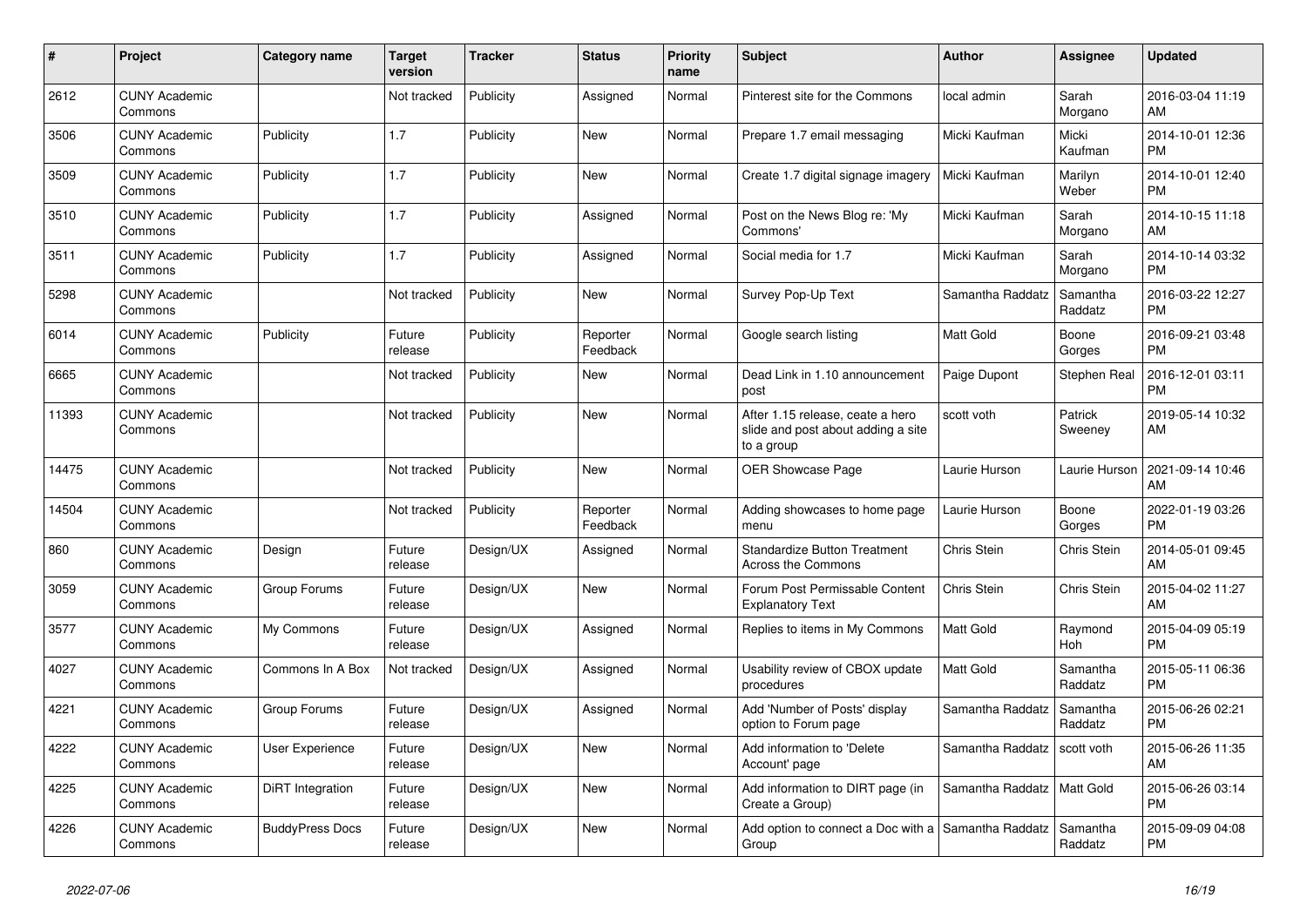| # | Project | Category name | Target version | Tracker | Status | Priority name | Subject | Author | Assignee | Updated |
|---|---|---|---|---|---|---|---|---|---|---|
| 2612 | CUNY Academic Commons | | Not tracked | Publicity | Assigned | Normal | Pinterest site for the Commons | local admin | Sarah Morgano | 2016-03-04 11:19 AM |
| 3506 | CUNY Academic Commons | Publicity | 1.7 | Publicity | New | Normal | Prepare 1.7 email messaging | Micki Kaufman | Micki Kaufman | 2014-10-01 12:36 PM |
| 3509 | CUNY Academic Commons | Publicity | 1.7 | Publicity | New | Normal | Create 1.7 digital signage imagery | Micki Kaufman | Marilyn Weber | 2014-10-01 12:40 PM |
| 3510 | CUNY Academic Commons | Publicity | 1.7 | Publicity | Assigned | Normal | Post on the News Blog re: 'My Commons' | Micki Kaufman | Sarah Morgano | 2014-10-15 11:18 AM |
| 3511 | CUNY Academic Commons | Publicity | 1.7 | Publicity | Assigned | Normal | Social media for 1.7 | Micki Kaufman | Sarah Morgano | 2014-10-14 03:32 PM |
| 5298 | CUNY Academic Commons | | Not tracked | Publicity | New | Normal | Survey Pop-Up Text | Samantha Raddatz | Samantha Raddatz | 2016-03-22 12:27 PM |
| 6014 | CUNY Academic Commons | Publicity | Future release | Publicity | Reporter Feedback | Normal | Google search listing | Matt Gold | Boone Gorges | 2016-09-21 03:48 PM |
| 6665 | CUNY Academic Commons | | Not tracked | Publicity | New | Normal | Dead Link in 1.10 announcement post | Paige Dupont | Stephen Real | 2016-12-01 03:11 PM |
| 11393 | CUNY Academic Commons | | Not tracked | Publicity | New | Normal | After 1.15 release, ceate a hero slide and post about adding a site to a group | scott voth | Patrick Sweeney | 2019-05-14 10:32 AM |
| 14475 | CUNY Academic Commons | | Not tracked | Publicity | New | Normal | OER Showcase Page | Laurie Hurson | Laurie Hurson | 2021-09-14 10:46 AM |
| 14504 | CUNY Academic Commons | | Not tracked | Publicity | Reporter Feedback | Normal | Adding showcases to home page menu | Laurie Hurson | Boone Gorges | 2022-01-19 03:26 PM |
| 860 | CUNY Academic Commons | Design | Future release | Design/UX | Assigned | Normal | Standardize Button Treatment Across the Commons | Chris Stein | Chris Stein | 2014-05-01 09:45 AM |
| 3059 | CUNY Academic Commons | Group Forums | Future release | Design/UX | New | Normal | Forum Post Permissable Content Explanatory Text | Chris Stein | Chris Stein | 2015-04-02 11:27 AM |
| 3577 | CUNY Academic Commons | My Commons | Future release | Design/UX | Assigned | Normal | Replies to items in My Commons | Matt Gold | Raymond Hoh | 2015-04-09 05:19 PM |
| 4027 | CUNY Academic Commons | Commons In A Box | Not tracked | Design/UX | Assigned | Normal | Usability review of CBOX update procedures | Matt Gold | Samantha Raddatz | 2015-05-11 06:36 PM |
| 4221 | CUNY Academic Commons | Group Forums | Future release | Design/UX | Assigned | Normal | Add 'Number of Posts' display option to Forum page | Samantha Raddatz | Samantha Raddatz | 2015-06-26 02:21 PM |
| 4222 | CUNY Academic Commons | User Experience | Future release | Design/UX | New | Normal | Add information to 'Delete Account' page | Samantha Raddatz | scott voth | 2015-06-26 11:35 AM |
| 4225 | CUNY Academic Commons | DiRT Integration | Future release | Design/UX | New | Normal | Add information to DIRT page (in Create a Group) | Samantha Raddatz | Matt Gold | 2015-06-26 03:14 PM |
| 4226 | CUNY Academic Commons | BuddyPress Docs | Future release | Design/UX | New | Normal | Add option to connect a Doc with a Group | Samantha Raddatz | Samantha Raddatz | 2015-09-09 04:08 PM |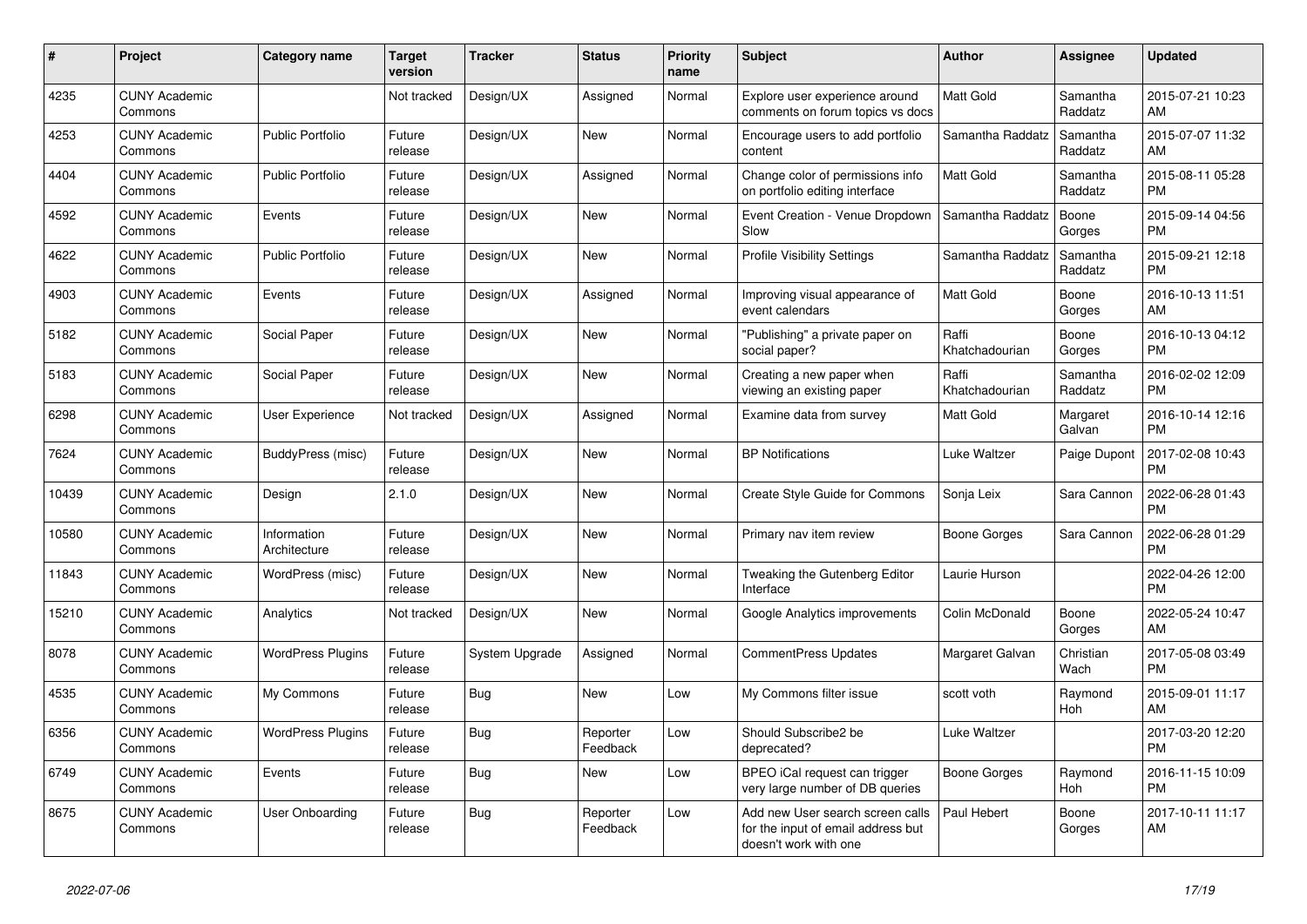| # | Project | Category name | Target version | Tracker | Status | Priority name | Subject | Author | Assignee | Updated |
|---|---|---|---|---|---|---|---|---|---|---|
| 4235 | CUNY Academic Commons | | Not tracked | Design/UX | Assigned | Normal | Explore user experience around comments on forum topics vs docs | Matt Gold | Samantha Raddatz | 2015-07-21 10:23 AM |
| 4253 | CUNY Academic Commons | Public Portfolio | Future release | Design/UX | New | Normal | Encourage users to add portfolio content | Samantha Raddatz | Samantha Raddatz | 2015-07-07 11:32 AM |
| 4404 | CUNY Academic Commons | Public Portfolio | Future release | Design/UX | Assigned | Normal | Change color of permissions info on portfolio editing interface | Matt Gold | Samantha Raddatz | 2015-08-11 05:28 PM |
| 4592 | CUNY Academic Commons | Events | Future release | Design/UX | New | Normal | Event Creation - Venue Dropdown Slow | Samantha Raddatz | Boone Gorges | 2015-09-14 04:56 PM |
| 4622 | CUNY Academic Commons | Public Portfolio | Future release | Design/UX | New | Normal | Profile Visibility Settings | Samantha Raddatz | Samantha Raddatz | 2015-09-21 12:18 PM |
| 4903 | CUNY Academic Commons | Events | Future release | Design/UX | Assigned | Normal | Improving visual appearance of event calendars | Matt Gold | Boone Gorges | 2016-10-13 11:51 AM |
| 5182 | CUNY Academic Commons | Social Paper | Future release | Design/UX | New | Normal | "Publishing" a private paper on social paper? | Raffi Khatchadourian | Boone Gorges | 2016-10-13 04:12 PM |
| 5183 | CUNY Academic Commons | Social Paper | Future release | Design/UX | New | Normal | Creating a new paper when viewing an existing paper | Raffi Khatchadourian | Samantha Raddatz | 2016-02-02 12:09 PM |
| 6298 | CUNY Academic Commons | User Experience | Not tracked | Design/UX | Assigned | Normal | Examine data from survey | Matt Gold | Margaret Galvan | 2016-10-14 12:16 PM |
| 7624 | CUNY Academic Commons | BuddyPress (misc) | Future release | Design/UX | New | Normal | BP Notifications | Luke Waltzer | Paige Dupont | 2017-02-08 10:43 PM |
| 10439 | CUNY Academic Commons | Design | 2.1.0 | Design/UX | New | Normal | Create Style Guide for Commons | Sonja Leix | Sara Cannon | 2022-06-28 01:43 PM |
| 10580 | CUNY Academic Commons | Information Architecture | Future release | Design/UX | New | Normal | Primary nav item review | Boone Gorges | Sara Cannon | 2022-06-28 01:29 PM |
| 11843 | CUNY Academic Commons | WordPress (misc) | Future release | Design/UX | New | Normal | Tweaking the Gutenberg Editor Interface | Laurie Hurson | | 2022-04-26 12:00 PM |
| 15210 | CUNY Academic Commons | Analytics | Not tracked | Design/UX | New | Normal | Google Analytics improvements | Colin McDonald | Boone Gorges | 2022-05-24 10:47 AM |
| 8078 | CUNY Academic Commons | WordPress Plugins | Future release | System Upgrade | Assigned | Normal | CommentPress Updates | Margaret Galvan | Christian Wach | 2017-05-08 03:49 PM |
| 4535 | CUNY Academic Commons | My Commons | Future release | Bug | New | Low | My Commons filter issue | scott voth | Raymond Hoh | 2015-09-01 11:17 AM |
| 6356 | CUNY Academic Commons | WordPress Plugins | Future release | Bug | Reporter Feedback | Low | Should Subscribe2 be deprecated? | Luke Waltzer | | 2017-03-20 12:20 PM |
| 6749 | CUNY Academic Commons | Events | Future release | Bug | New | Low | BPEO iCal request can trigger very large number of DB queries | Boone Gorges | Raymond Hoh | 2016-11-15 10:09 PM |
| 8675 | CUNY Academic Commons | User Onboarding | Future release | Bug | Reporter Feedback | Low | Add new User search screen calls for the input of email address but doesn't work with one | Paul Hebert | Boone Gorges | 2017-10-11 11:17 AM |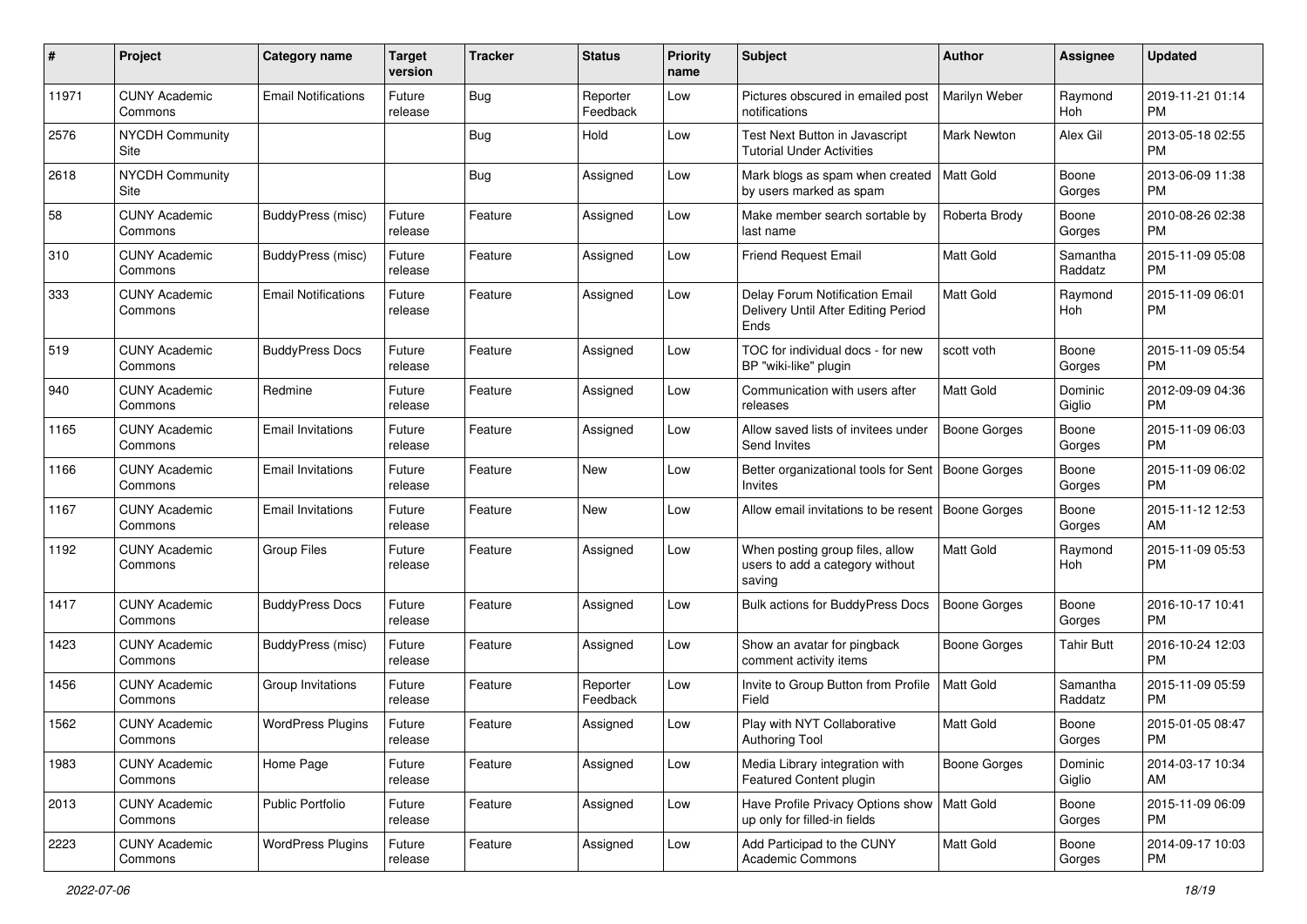| # | Project | Category name | Target version | Tracker | Status | Priority name | Subject | Author | Assignee | Updated |
|---|---|---|---|---|---|---|---|---|---|---|
| 11971 | CUNY Academic Commons | Email Notifications | Future release | Bug | Reporter Feedback | Low | Pictures obscured in emailed post notifications | Marilyn Weber | Raymond Hoh | 2019-11-21 01:14 PM |
| 2576 | NYCDH Community Site | | | Bug | Hold | Low | Test Next Button in Javascript Tutorial Under Activities | Mark Newton | Alex Gil | 2013-05-18 02:55 PM |
| 2618 | NYCDH Community Site | | | Bug | Assigned | Low | Mark blogs as spam when created by users marked as spam | Matt Gold | Boone Gorges | 2013-06-09 11:38 PM |
| 58 | CUNY Academic Commons | BuddyPress (misc) | Future release | Feature | Assigned | Low | Make member search sortable by last name | Roberta Brody | Boone Gorges | 2010-08-26 02:38 PM |
| 310 | CUNY Academic Commons | BuddyPress (misc) | Future release | Feature | Assigned | Low | Friend Request Email | Matt Gold | Samantha Raddatz | 2015-11-09 05:08 PM |
| 333 | CUNY Academic Commons | Email Notifications | Future release | Feature | Assigned | Low | Delay Forum Notification Email Delivery Until After Editing Period Ends | Matt Gold | Raymond Hoh | 2015-11-09 06:01 PM |
| 519 | CUNY Academic Commons | BuddyPress Docs | Future release | Feature | Assigned | Low | TOC for individual docs - for new BP "wiki-like" plugin | scott voth | Boone Gorges | 2015-11-09 05:54 PM |
| 940 | CUNY Academic Commons | Redmine | Future release | Feature | Assigned | Low | Communication with users after releases | Matt Gold | Dominic Giglio | 2012-09-09 04:36 PM |
| 1165 | CUNY Academic Commons | Email Invitations | Future release | Feature | Assigned | Low | Allow saved lists of invitees under Send Invites | Boone Gorges | Boone Gorges | 2015-11-09 06:03 PM |
| 1166 | CUNY Academic Commons | Email Invitations | Future release | Feature | New | Low | Better organizational tools for Sent Invites | Boone Gorges | Boone Gorges | 2015-11-09 06:02 PM |
| 1167 | CUNY Academic Commons | Email Invitations | Future release | Feature | New | Low | Allow email invitations to be resent | Boone Gorges | Boone Gorges | 2015-11-12 12:53 AM |
| 1192 | CUNY Academic Commons | Group Files | Future release | Feature | Assigned | Low | When posting group files, allow users to add a category without saving | Matt Gold | Raymond Hoh | 2015-11-09 05:53 PM |
| 1417 | CUNY Academic Commons | BuddyPress Docs | Future release | Feature | Assigned | Low | Bulk actions for BuddyPress Docs | Boone Gorges | Boone Gorges | 2016-10-17 10:41 PM |
| 1423 | CUNY Academic Commons | BuddyPress (misc) | Future release | Feature | Assigned | Low | Show an avatar for pingback comment activity items | Boone Gorges | Tahir Butt | 2016-10-24 12:03 PM |
| 1456 | CUNY Academic Commons | Group Invitations | Future release | Feature | Reporter Feedback | Low | Invite to Group Button from Profile Field | Matt Gold | Samantha Raddatz | 2015-11-09 05:59 PM |
| 1562 | CUNY Academic Commons | WordPress Plugins | Future release | Feature | Assigned | Low | Play with NYT Collaborative Authoring Tool | Matt Gold | Boone Gorges | 2015-01-05 08:47 PM |
| 1983 | CUNY Academic Commons | Home Page | Future release | Feature | Assigned | Low | Media Library integration with Featured Content plugin | Boone Gorges | Dominic Giglio | 2014-03-17 10:34 AM |
| 2013 | CUNY Academic Commons | Public Portfolio | Future release | Feature | Assigned | Low | Have Profile Privacy Options show up only for filled-in fields | Matt Gold | Boone Gorges | 2015-11-09 06:09 PM |
| 2223 | CUNY Academic Commons | WordPress Plugins | Future release | Feature | Assigned | Low | Add Participad to the CUNY Academic Commons | Matt Gold | Boone Gorges | 2014-09-17 10:03 PM |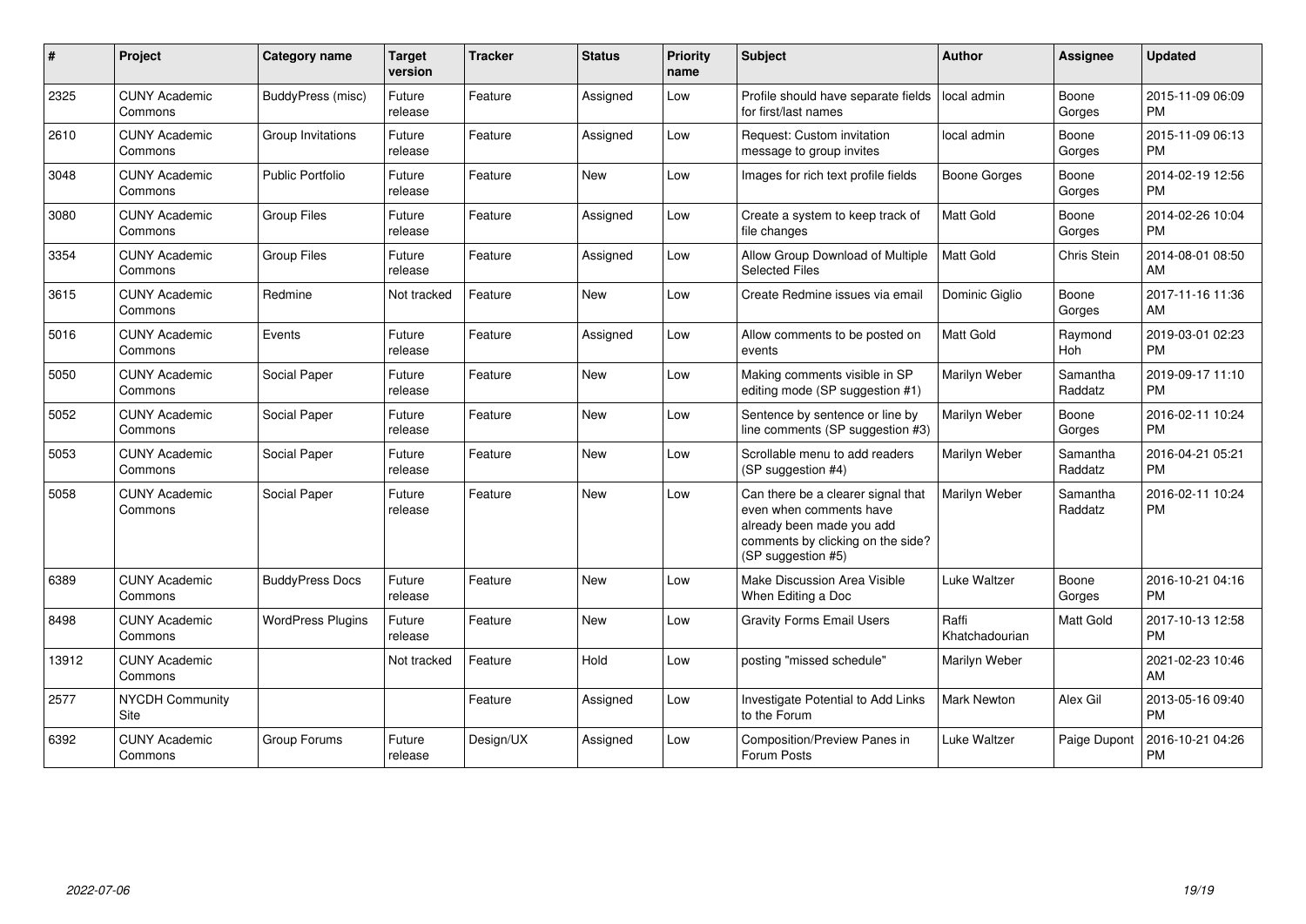| # | Project | Category name | Target version | Tracker | Status | Priority name | Subject | Author | Assignee | Updated |
|---|---|---|---|---|---|---|---|---|---|---|
| 2325 | CUNY Academic Commons | BuddyPress (misc) | Future release | Feature | Assigned | Low | Profile should have separate fields for first/last names | local admin | Boone Gorges | 2015-11-09 06:09 PM |
| 2610 | CUNY Academic Commons | Group Invitations | Future release | Feature | Assigned | Low | Request: Custom invitation message to group invites | local admin | Boone Gorges | 2015-11-09 06:13 PM |
| 3048 | CUNY Academic Commons | Public Portfolio | Future release | Feature | New | Low | Images for rich text profile fields | Boone Gorges | Boone Gorges | 2014-02-19 12:56 PM |
| 3080 | CUNY Academic Commons | Group Files | Future release | Feature | Assigned | Low | Create a system to keep track of file changes | Matt Gold | Boone Gorges | 2014-02-26 10:04 PM |
| 3354 | CUNY Academic Commons | Group Files | Future release | Feature | Assigned | Low | Allow Group Download of Multiple Selected Files | Matt Gold | Chris Stein | 2014-08-01 08:50 AM |
| 3615 | CUNY Academic Commons | Redmine | Not tracked | Feature | New | Low | Create Redmine issues via email | Dominic Giglio | Boone Gorges | 2017-11-16 11:36 AM |
| 5016 | CUNY Academic Commons | Events | Future release | Feature | Assigned | Low | Allow comments to be posted on events | Matt Gold | Raymond Hoh | 2019-03-01 02:23 PM |
| 5050 | CUNY Academic Commons | Social Paper | Future release | Feature | New | Low | Making comments visible in SP editing mode (SP suggestion #1) | Marilyn Weber | Samantha Raddatz | 2019-09-17 11:10 PM |
| 5052 | CUNY Academic Commons | Social Paper | Future release | Feature | New | Low | Sentence by sentence or line by line comments (SP suggestion #3) | Marilyn Weber | Boone Gorges | 2016-02-11 10:24 PM |
| 5053 | CUNY Academic Commons | Social Paper | Future release | Feature | New | Low | Scrollable menu to add readers (SP suggestion #4) | Marilyn Weber | Samantha Raddatz | 2016-04-21 05:21 PM |
| 5058 | CUNY Academic Commons | Social Paper | Future release | Feature | New | Low | Can there be a clearer signal that even when comments have already been made you add comments by clicking on the side? (SP suggestion #5) | Marilyn Weber | Samantha Raddatz | 2016-02-11 10:24 PM |
| 6389 | CUNY Academic Commons | BuddyPress Docs | Future release | Feature | New | Low | Make Discussion Area Visible When Editing a Doc | Luke Waltzer | Boone Gorges | 2016-10-21 04:16 PM |
| 8498 | CUNY Academic Commons | WordPress Plugins | Future release | Feature | New | Low | Gravity Forms Email Users | Raffi Khatchadourian | Matt Gold | 2017-10-13 12:58 PM |
| 13912 | CUNY Academic Commons | | Not tracked | Feature | Hold | Low | posting "missed schedule" | Marilyn Weber | | 2021-02-23 10:46 AM |
| 2577 | NYCDH Community Site | | | Feature | Assigned | Low | Investigate Potential to Add Links to the Forum | Mark Newton | Alex Gil | 2013-05-16 09:40 PM |
| 6392 | CUNY Academic Commons | Group Forums | Future release | Design/UX | Assigned | Low | Composition/Preview Panes in Forum Posts | Luke Waltzer | Paige Dupont | 2016-10-21 04:26 PM |